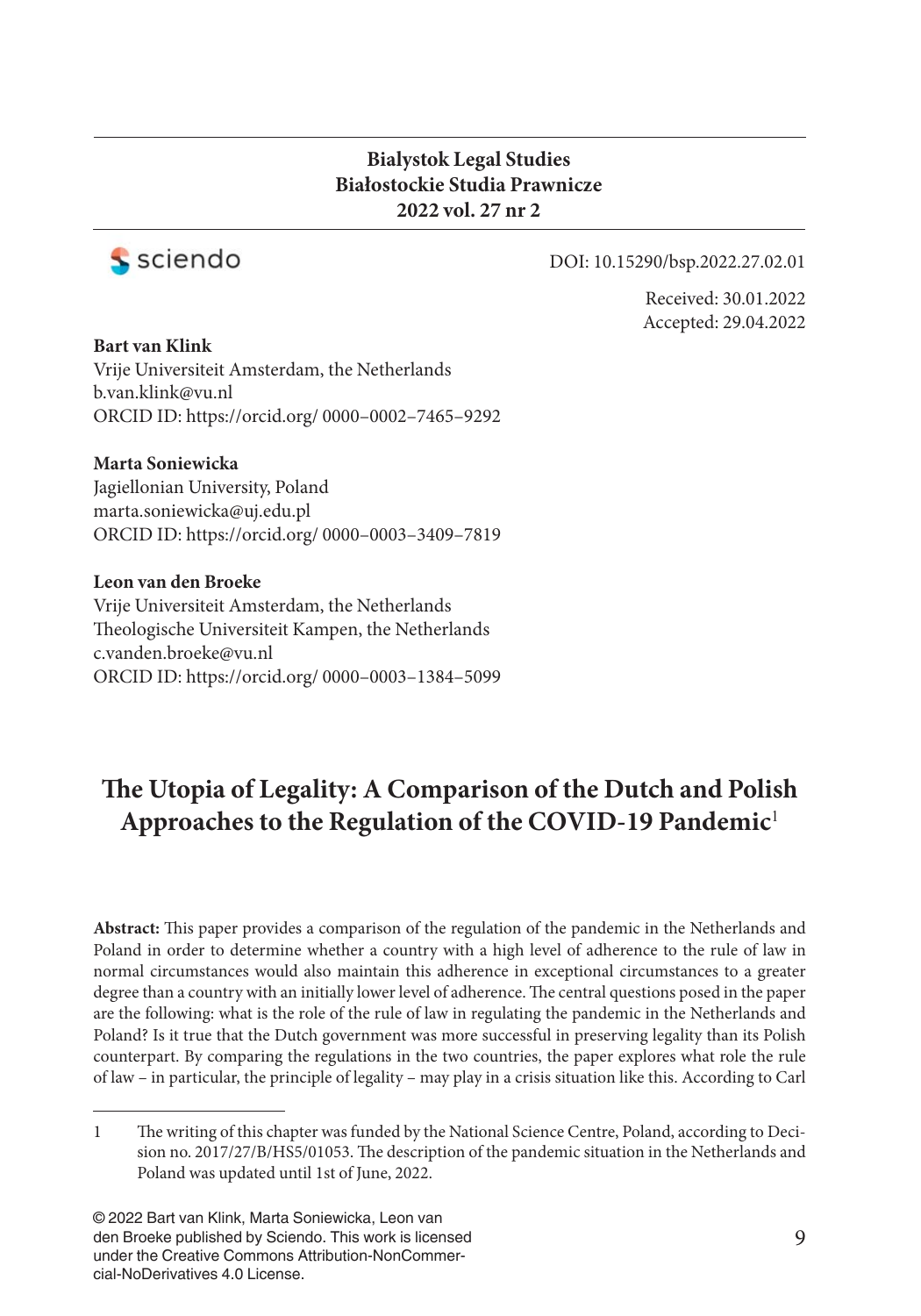**Bialystok Legal Studies**
**Białostockie Studia Prawnicze**
**2022 vol. 27 nr 2**

DOI: 10.15290/bsp.2022.27.02.01

Received: 30.01.2022
Accepted: 29.04.2022

**Bart van Klink**
Vrije Universiteit Amsterdam, the Netherlands
b.van.klink@vu.nl
ORCID ID: https://orcid.org/ 0000–0002–7465–9292

**Marta Soniewicka**
Jagiellonian University, Poland
marta.soniewicka@uj.edu.pl
ORCID ID: https://orcid.org/ 0000–0003–3409–7819

**Leon van den Broeke**
Vrije Universiteit Amsterdam, the Netherlands
Theologische Universiteit Kampen, the Netherlands
c.vanden.broeke@vu.nl
ORCID ID: https://orcid.org/ 0000–0003–1384–5099

# The Utopia of Legality: A Comparison of the Dutch and Polish Approaches to the Regulation of the COVID-19 Pandemic[1]

**Abstract:** This paper provides a comparison of the regulation of the pandemic in the Netherlands and Poland in order to determine whether a country with a high level of adherence to the rule of law in normal circumstances would also maintain this adherence in exceptional circumstances to a greater degree than a country with an initially lower level of adherence. The central questions posed in the paper are the following: what is the role of the rule of law in regulating the pandemic in the Netherlands and Poland? Is it true that the Dutch government was more successful in preserving legality than its Polish counterpart. By comparing the regulations in the two countries, the paper explores what role the rule of law – in particular, the principle of legality – may play in a crisis situation like this. According to Carl

1 The writing of this chapter was funded by the National Science Centre, Poland, according to Decision no. 2017/27/B/HS5/01053. The description of the pandemic situation in the Netherlands and Poland was updated until 1st of June, 2022.

© 2022 Bart van Klink, Marta Soniewicka, Leon van den Broeke published by Sciendo. This work is licensed under the Creative Commons Attribution-NonCommercial-NoDerivatives 4.0 License.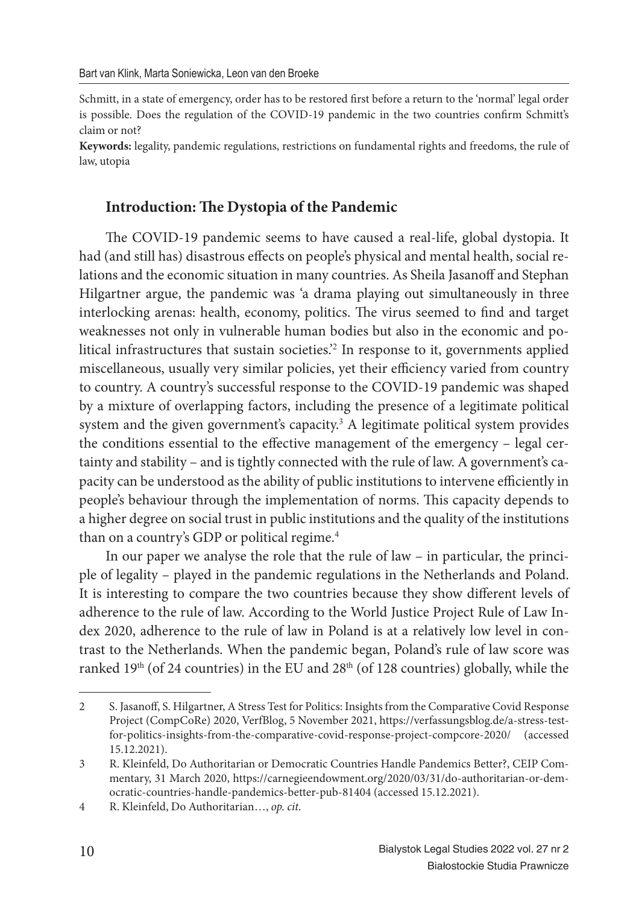Schmitt, in a state of emergency, order has to be restored first before a return to the 'normal' legal order is possible. Does the regulation of the COVID-19 pandemic in the two countries confirm Schmitt's claim or not?

**Keywords:** legality, pandemic regulations, restrictions on fundamental rights and freedoms, the rule of law, utopia

## Introduction: The Dystopia of the Pandemic

The COVID-19 pandemic seems to have caused a real-life, global dystopia. It had (and still has) disastrous effects on people's physical and mental health, social relations and the economic situation in many countries. As Sheila Jasanoff and Stephan Hilgartner argue, the pandemic was 'a drama playing out simultaneously in three interlocking arenas: health, economy, politics. The virus seemed to find and target weaknesses not only in vulnerable human bodies but also in the economic and political infrastructures that sustain societies.'[2] In response to it, governments applied miscellaneous, usually very similar policies, yet their efficiency varied from country to country. A country's successful response to the COVID-19 pandemic was shaped by a mixture of overlapping factors, including the presence of a legitimate political system and the given government's capacity.[3] A legitimate political system provides the conditions essential to the effective management of the emergency – legal certainty and stability – and is tightly connected with the rule of law. A government's capacity can be understood as the ability of public institutions to intervene efficiently in people's behaviour through the implementation of norms. This capacity depends to a higher degree on social trust in public institutions and the quality of the institutions than on a country's GDP or political regime.[4]

In our paper we analyse the role that the rule of law – in particular, the principle of legality – played in the pandemic regulations in the Netherlands and Poland. It is interesting to compare the two countries because they show different levels of adherence to the rule of law. According to the World Justice Project Rule of Law Index 2020, adherence to the rule of law in Poland is at a relatively low level in contrast to the Netherlands. When the pandemic began, Poland's rule of law score was ranked 19th (of 24 countries) in the EU and 28th (of 128 countries) globally, while the

2 S. Jasanoff, S. Hilgartner, A Stress Test for Politics: Insights from the Comparative Covid Response Project (CompCoRe) 2020, VerfBlog, 5 November 2021, https://verfassungsblog.de/a-stress-test-for-politics-insights-from-the-comparative-covid-response-project-compcore-2020/ (accessed 15.12.2021).

3 R. Kleinfeld, Do Authoritarian or Democratic Countries Handle Pandemics Better?, CEIP Commentary, 31 March 2020, https://carnegieendowment.org/2020/03/31/do-authoritarian-or-democratic-countries-handle-pandemics-better-pub-81404 (accessed 15.12.2021).

4 R. Kleinfeld, Do Authoritarian…, *op. cit.*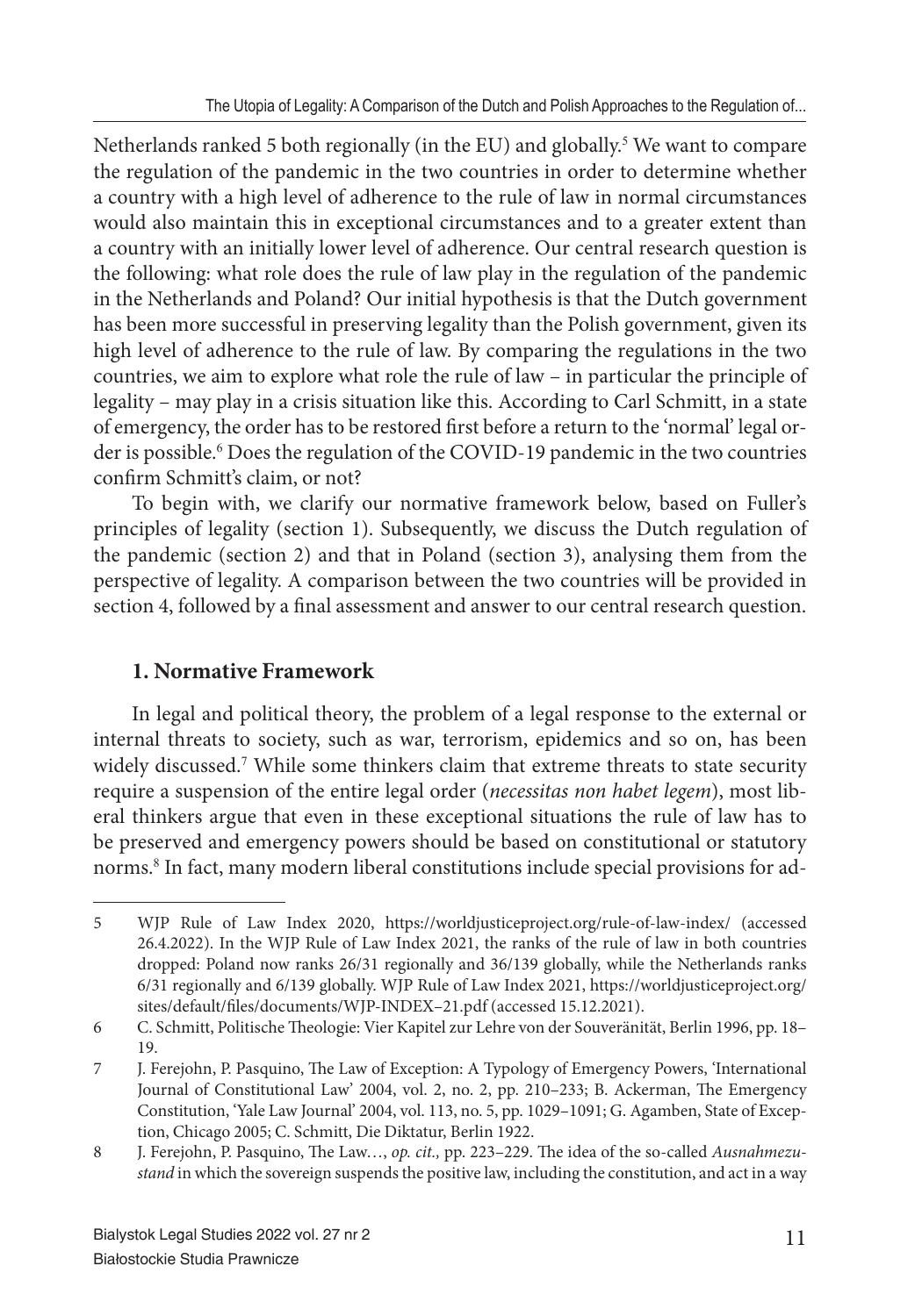Netherlands ranked 5 both regionally (in the EU) and globally.[5] We want to compare the regulation of the pandemic in the two countries in order to determine whether a country with a high level of adherence to the rule of law in normal circumstances would also maintain this in exceptional circumstances and to a greater extent than a country with an initially lower level of adherence. Our central research question is the following: what role does the rule of law play in the regulation of the pandemic in the Netherlands and Poland? Our initial hypothesis is that the Dutch government has been more successful in preserving legality than the Polish government, given its high level of adherence to the rule of law. By comparing the regulations in the two countries, we aim to explore what role the rule of law – in particular the principle of legality – may play in a crisis situation like this. According to Carl Schmitt, in a state of emergency, the order has to be restored first before a return to the 'normal' legal order is possible.[6] Does the regulation of the COVID-19 pandemic in the two countries confirm Schmitt's claim, or not?

To begin with, we clarify our normative framework below, based on Fuller's principles of legality (section 1). Subsequently, we discuss the Dutch regulation of the pandemic (section 2) and that in Poland (section 3), analysing them from the perspective of legality. A comparison between the two countries will be provided in section 4, followed by a final assessment and answer to our central research question.

## 1. Normative Framework

In legal and political theory, the problem of a legal response to the external or internal threats to society, such as war, terrorism, epidemics and so on, has been widely discussed.[7] While some thinkers claim that extreme threats to state security require a suspension of the entire legal order (*necessitas non habet legem*), most liberal thinkers argue that even in these exceptional situations the rule of law has to be preserved and emergency powers should be based on constitutional or statutory norms.[8] In fact, many modern liberal constitutions include special provisions for ad-

---

5 WJP Rule of Law Index 2020, https://worldjusticeproject.org/rule-of-law-index/ (accessed 26.4.2022). In the WJP Rule of Law Index 2021, the ranks of the rule of law in both countries dropped: Poland now ranks 26/31 regionally and 36/139 globally, while the Netherlands ranks 6/31 regionally and 6/139 globally. WJP Rule of Law Index 2021, https://worldjusticeproject.org/sites/default/files/documents/WJP-INDEX–21.pdf (accessed 15.12.2021).

6 C. Schmitt, Politische Theologie: Vier Kapitel zur Lehre von der Souveränität, Berlin 1996, pp. 18–19.

7 J. Ferejohn, P. Pasquino, The Law of Exception: A Typology of Emergency Powers, 'International Journal of Constitutional Law' 2004, vol. 2, no. 2, pp. 210–233; B. Ackerman, The Emergency Constitution, 'Yale Law Journal' 2004, vol. 113, no. 5, pp. 1029–1091; G. Agamben, State of Exception, Chicago 2005; C. Schmitt, Die Diktatur, Berlin 1922.

8 J. Ferejohn, P. Pasquino, The Law…, *op. cit.,* pp. 223–229. The idea of the so-called *Ausnahmezustand* in which the sovereign suspends the positive law, including the constitution, and act in a way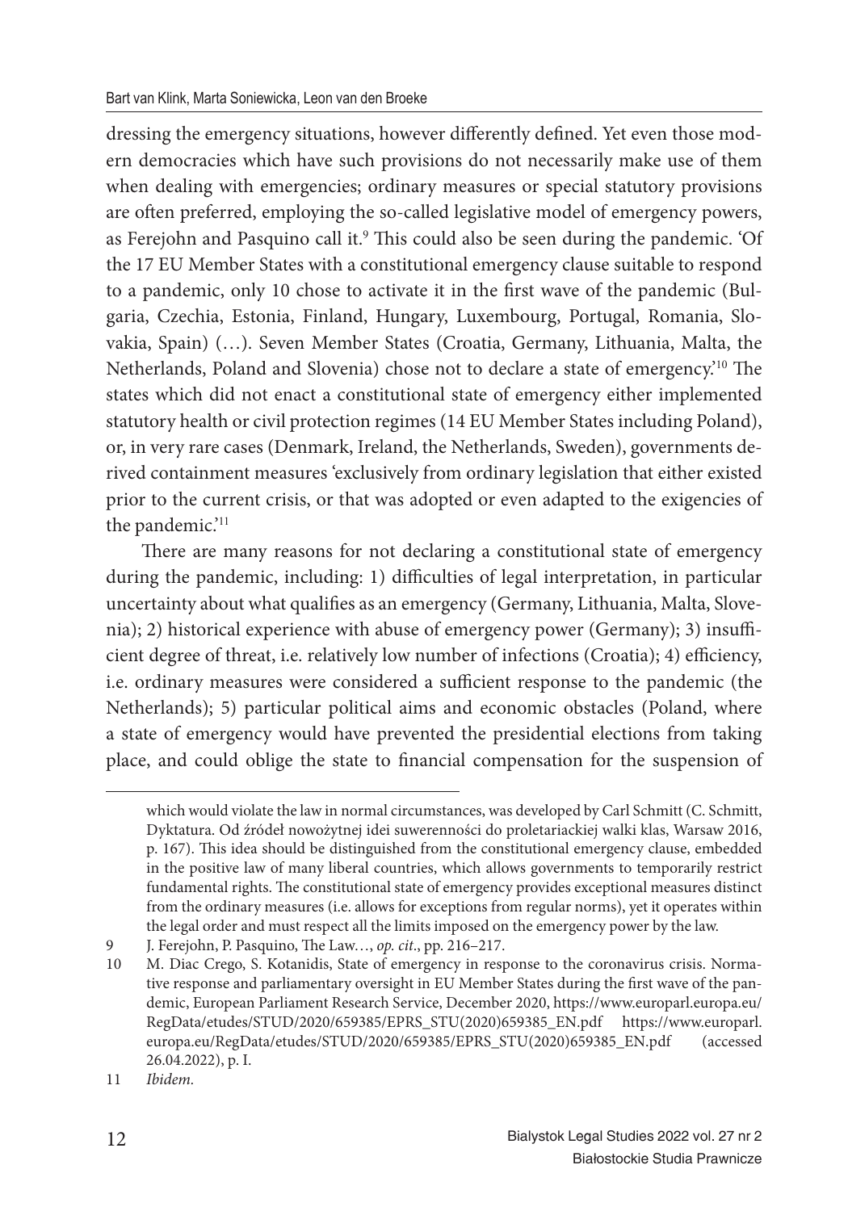dressing the emergency situations, however differently defined. Yet even those modern democracies which have such provisions do not necessarily make use of them when dealing with emergencies; ordinary measures or special statutory provisions are often preferred, employing the so-called legislative model of emergency powers, as Ferejohn and Pasquino call it.[9] This could also be seen during the pandemic. 'Of the 17 EU Member States with a constitutional emergency clause suitable to respond to a pandemic, only 10 chose to activate it in the first wave of the pandemic (Bulgaria, Czechia, Estonia, Finland, Hungary, Luxembourg, Portugal, Romania, Slovakia, Spain) (…). Seven Member States (Croatia, Germany, Lithuania, Malta, the Netherlands, Poland and Slovenia) chose not to declare a state of emergency.'[10] The states which did not enact a constitutional state of emergency either implemented statutory health or civil protection regimes (14 EU Member States including Poland), or, in very rare cases (Denmark, Ireland, the Netherlands, Sweden), governments derived containment measures 'exclusively from ordinary legislation that either existed prior to the current crisis, or that was adopted or even adapted to the exigencies of the pandemic.'[11]

There are many reasons for not declaring a constitutional state of emergency during the pandemic, including: 1) difficulties of legal interpretation, in particular uncertainty about what qualifies as an emergency (Germany, Lithuania, Malta, Slovenia); 2) historical experience with abuse of emergency power (Germany); 3) insufficient degree of threat, i.e. relatively low number of infections (Croatia); 4) efficiency, i.e. ordinary measures were considered a sufficient response to the pandemic (the Netherlands); 5) particular political aims and economic obstacles (Poland, where a state of emergency would have prevented the presidential elections from taking place, and could oblige the state to financial compensation for the suspension of

---

which would violate the law in normal circumstances, was developed by Carl Schmitt (C. Schmitt, Dyktatura. Od źródeł nowożytnej idei suwerenności do proletariackiej walki klas, Warsaw 2016, p. 167). This idea should be distinguished from the constitutional emergency clause, embedded in the positive law of many liberal countries, which allows governments to temporarily restrict fundamental rights. The constitutional state of emergency provides exceptional measures distinct from the ordinary measures (i.e. allows for exceptions from regular norms), yet it operates within the legal order and must respect all the limits imposed on the emergency power by the law.

9 J. Ferejohn, P. Pasquino, The Law…, *op. cit*., pp. 216–217.

10 M. Diac Crego, S. Kotanidis, State of emergency in response to the coronavirus crisis. Normative response and parliamentary oversight in EU Member States during the first wave of the pandemic, European Parliament Research Service, December 2020, https://www.europarl.europa.eu/RegData/etudes/STUD/2020/659385/EPRS_STU(2020)659385_EN.pdf https://www.europarl.europa.eu/RegData/etudes/STUD/2020/659385/EPRS_STU(2020)659385_EN.pdf (accessed 26.04.2022), p. I.

11 *Ibidem.*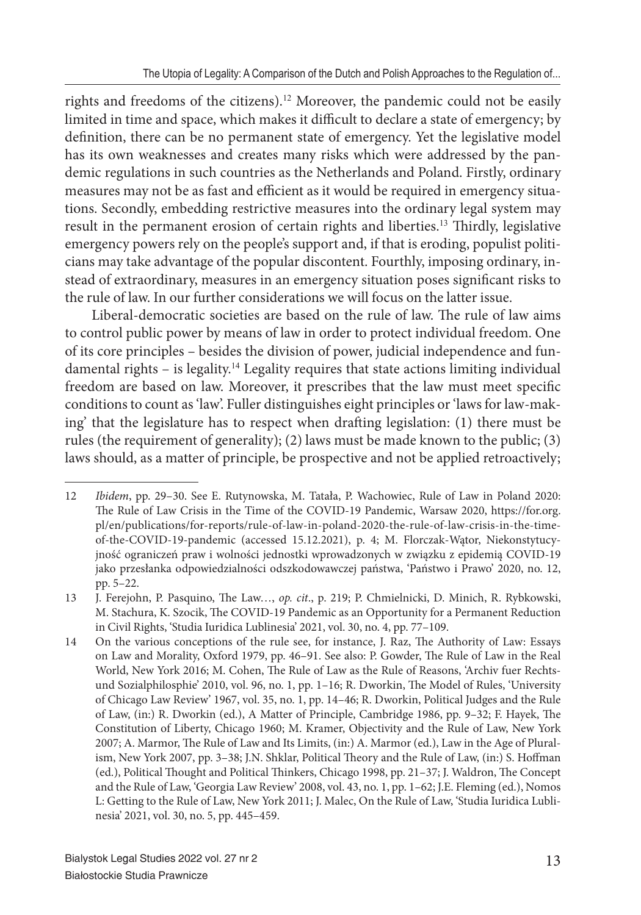rights and freedoms of the citizens).[12] Moreover, the pandemic could not be easily limited in time and space, which makes it difficult to declare a state of emergency; by definition, there can be no permanent state of emergency. Yet the legislative model has its own weaknesses and creates many risks which were addressed by the pandemic regulations in such countries as the Netherlands and Poland. Firstly, ordinary measures may not be as fast and efficient as it would be required in emergency situations. Secondly, embedding restrictive measures into the ordinary legal system may result in the permanent erosion of certain rights and liberties.[13] Thirdly, legislative emergency powers rely on the people's support and, if that is eroding, populist politicians may take advantage of the popular discontent. Fourthly, imposing ordinary, instead of extraordinary, measures in an emergency situation poses significant risks to the rule of law. In our further considerations we will focus on the latter issue.

Liberal-democratic societies are based on the rule of law. The rule of law aims to control public power by means of law in order to protect individual freedom. One of its core principles – besides the division of power, judicial independence and fundamental rights – is legality.[14] Legality requires that state actions limiting individual freedom are based on law. Moreover, it prescribes that the law must meet specific conditions to count as 'law'. Fuller distinguishes eight principles or 'laws for law-making' that the legislature has to respect when drafting legislation: (1) there must be rules (the requirement of generality); (2) laws must be made known to the public; (3) laws should, as a matter of principle, be prospective and not be applied retroactively;

---

12 *Ibidem*, pp. 29–30. See E. Rutynowska, M. Tatała, P. Wachowiec, Rule of Law in Poland 2020: The Rule of Law Crisis in the Time of the COVID-19 Pandemic, Warsaw 2020, https://for.org.pl/en/publications/for-reports/rule-of-law-in-poland-2020-the-rule-of-law-crisis-in-the-time-of-the-COVID-19-pandemic (accessed 15.12.2021), p. 4; M. Florczak-Wątor, Niekonstytucyjność ograniczeń praw i wolności jednostki wprowadzonych w związku z epidemią COVID-19 jako przesłanka odpowiedzialności odszkodowawczej państwa, 'Państwo i Prawo' 2020, no. 12, pp. 5–22.

13 J. Ferejohn, P. Pasquino, The Law…, *op. cit*., p. 219; P. Chmielnicki, D. Minich, R. Rybkowski, M. Stachura, K. Szocik, The COVID-19 Pandemic as an Opportunity for a Permanent Reduction in Civil Rights, 'Studia Iuridica Lublinesia' 2021, vol. 30, no. 4, pp. 77–109.

14 On the various conceptions of the rule see, for instance, J. Raz, The Authority of Law: Essays on Law and Morality, Oxford 1979, pp. 46–91. See also: P. Gowder, The Rule of Law in the Real World, New York 2016; M. Cohen, The Rule of Law as the Rule of Reasons, 'Archiv fuer Rechts- und Sozialphilosophie' 2010, vol. 96, no. 1, pp. 1–16; R. Dworkin, The Model of Rules, 'University of Chicago Law Review' 1967, vol. 35, no. 1, pp. 14–46; R. Dworkin, Political Judges and the Rule of Law, (in:) R. Dworkin (ed.), A Matter of Principle, Cambridge 1986, pp. 9–32; F. Hayek, The Constitution of Liberty, Chicago 1960; M. Kramer, Objectivity and the Rule of Law, New York 2007; A. Marmor, The Rule of Law and Its Limits, (in:) A. Marmor (ed.), Law in the Age of Pluralism, New York 2007, pp. 3–38; J.N. Shklar, Political Theory and the Rule of Law, (in:) S. Hoffman (ed.), Political Thought and Political Thinkers, Chicago 1998, pp. 21–37; J. Waldron, The Concept and the Rule of Law, 'Georgia Law Review' 2008, vol. 43, no. 1, pp. 1–62; J.E. Fleming (ed.), Nomos L: Getting to the Rule of Law, New York 2011; J. Malec, On the Rule of Law, 'Studia Iuridica Lublinesia' 2021, vol. 30, no. 5, pp. 445–459.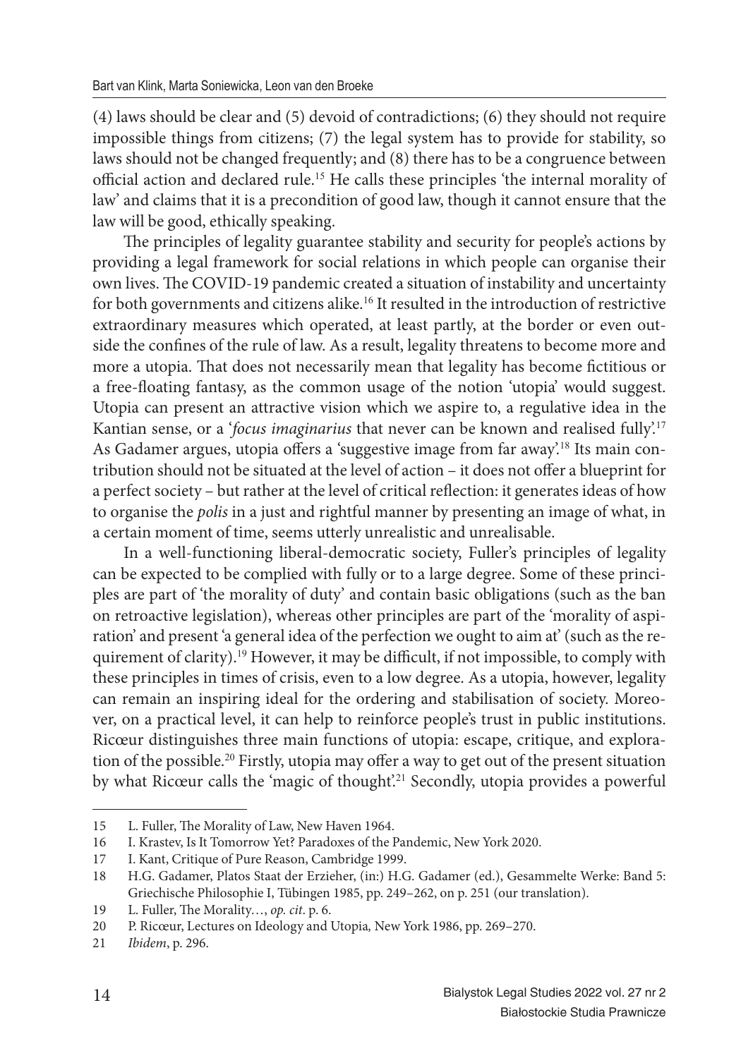(4) laws should be clear and (5) devoid of contradictions; (6) they should not require impossible things from citizens; (7) the legal system has to provide for stability, so laws should not be changed frequently; and (8) there has to be a congruence between official action and declared rule.[15] He calls these principles 'the internal morality of law' and claims that it is a precondition of good law, though it cannot ensure that the law will be good, ethically speaking.

The principles of legality guarantee stability and security for people's actions by providing a legal framework for social relations in which people can organise their own lives. The COVID-19 pandemic created a situation of instability and uncertainty for both governments and citizens alike.[16] It resulted in the introduction of restrictive extraordinary measures which operated, at least partly, at the border or even outside the confines of the rule of law. As a result, legality threatens to become more and more a utopia. That does not necessarily mean that legality has become fictitious or a free-floating fantasy, as the common usage of the notion 'utopia' would suggest. Utopia can present an attractive vision which we aspire to, a regulative idea in the Kantian sense, or a '*focus imaginarius* that never can be known and realised fully'.[17] As Gadamer argues, utopia offers a 'suggestive image from far away'.[18] Its main contribution should not be situated at the level of action – it does not offer a blueprint for a perfect society – but rather at the level of critical reflection: it generates ideas of how to organise the *polis* in a just and rightful manner by presenting an image of what, in a certain moment of time, seems utterly unrealistic and unrealisable.

In a well-functioning liberal-democratic society, Fuller's principles of legality can be expected to be complied with fully or to a large degree. Some of these principles are part of 'the morality of duty' and contain basic obligations (such as the ban on retroactive legislation), whereas other principles are part of the 'morality of aspiration' and present 'a general idea of the perfection we ought to aim at' (such as the requirement of clarity).[19] However, it may be difficult, if not impossible, to comply with these principles in times of crisis, even to a low degree. As a utopia, however, legality can remain an inspiring ideal for the ordering and stabilisation of society. Moreover, on a practical level, it can help to reinforce people's trust in public institutions. Ricœur distinguishes three main functions of utopia: escape, critique, and exploration of the possible.[20] Firstly, utopia may offer a way to get out of the present situation by what Ricœur calls the 'magic of thought'.[21] Secondly, utopia provides a powerful

---

15 L. Fuller, The Morality of Law, New Haven 1964.

16 I. Krastev, Is It Tomorrow Yet? Paradoxes of the Pandemic, New York 2020.

17 I. Kant, Critique of Pure Reason, Cambridge 1999.

18 H.G. Gadamer, Platos Staat der Erzieher, (in:) H.G. Gadamer (ed.), Gesammelte Werke: Band 5: Griechische Philosophie I, Tübingen 1985, pp. 249–262, on p. 251 (our translation).

19 L. Fuller, The Morality…, *op. cit*. p. 6.

20 P. Ricœur, Lectures on Ideology and Utopia*,* New York 1986, pp. 269–270.

21 *Ibidem*, p. 296.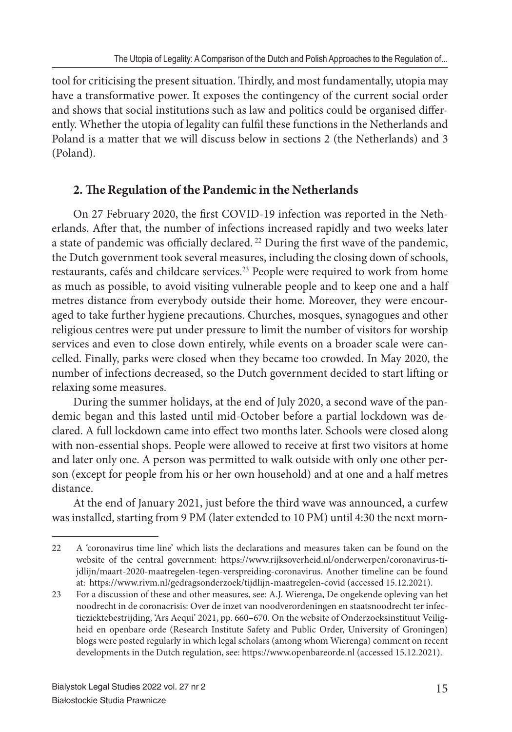tool for criticising the present situation. Thirdly, and most fundamentally, utopia may have a transformative power. It exposes the contingency of the current social order and shows that social institutions such as law and politics could be organised differently. Whether the utopia of legality can fulfil these functions in the Netherlands and Poland is a matter that we will discuss below in sections 2 (the Netherlands) and 3 (Poland).

## 2. The Regulation of the Pandemic in the Netherlands

On 27 February 2020, the first COVID-19 infection was reported in the Netherlands. After that, the number of infections increased rapidly and two weeks later a state of pandemic was officially declared.[22] During the first wave of the pandemic, the Dutch government took several measures, including the closing down of schools, restaurants, cafés and childcare services.[23] People were required to work from home as much as possible, to avoid visiting vulnerable people and to keep one and a half metres distance from everybody outside their home. Moreover, they were encouraged to take further hygiene precautions. Churches, mosques, synagogues and other religious centres were put under pressure to limit the number of visitors for worship services and even to close down entirely, while events on a broader scale were cancelled. Finally, parks were closed when they became too crowded. In May 2020, the number of infections decreased, so the Dutch government decided to start lifting or relaxing some measures.

During the summer holidays, at the end of July 2020, a second wave of the pandemic began and this lasted until mid-October before a partial lockdown was declared. A full lockdown came into effect two months later. Schools were closed along with non-essential shops. People were allowed to receive at first two visitors at home and later only one. A person was permitted to walk outside with only one other person (except for people from his or her own household) and at one and a half metres distance.

At the end of January 2021, just before the third wave was announced, a curfew was installed, starting from 9 PM (later extended to 10 PM) until 4:30 the next morn-

---

22 A 'coronavirus time line' which lists the declarations and measures taken can be found on the website of the central government: https://www.rijksoverheid.nl/onderwerpen/coronavirus-tijdlijn/maart-2020-maatregelen-tegen-verspreiding-coronavirus. Another timeline can be found at: https://www.rivm.nl/gedragsonderzoek/tijdlijn-maatregelen-covid (accessed 15.12.2021).

23 For a discussion of these and other measures, see: A.J. Wierenga, De ongekende opleving van het noodrecht in de coronacrisis: Over de inzet van noodverordeningen en staatsnoodrecht ter infectieziektebestrijding, 'Ars Aequi' 2021, pp. 660–670. On the website of Onderzoeksinstituut Veiligheid en openbare orde (Research Institute Safety and Public Order, University of Groningen) blogs were posted regularly in which legal scholars (among whom Wierenga) comment on recent developments in the Dutch regulation, see: https://www.openbareorde.nl (accessed 15.12.2021).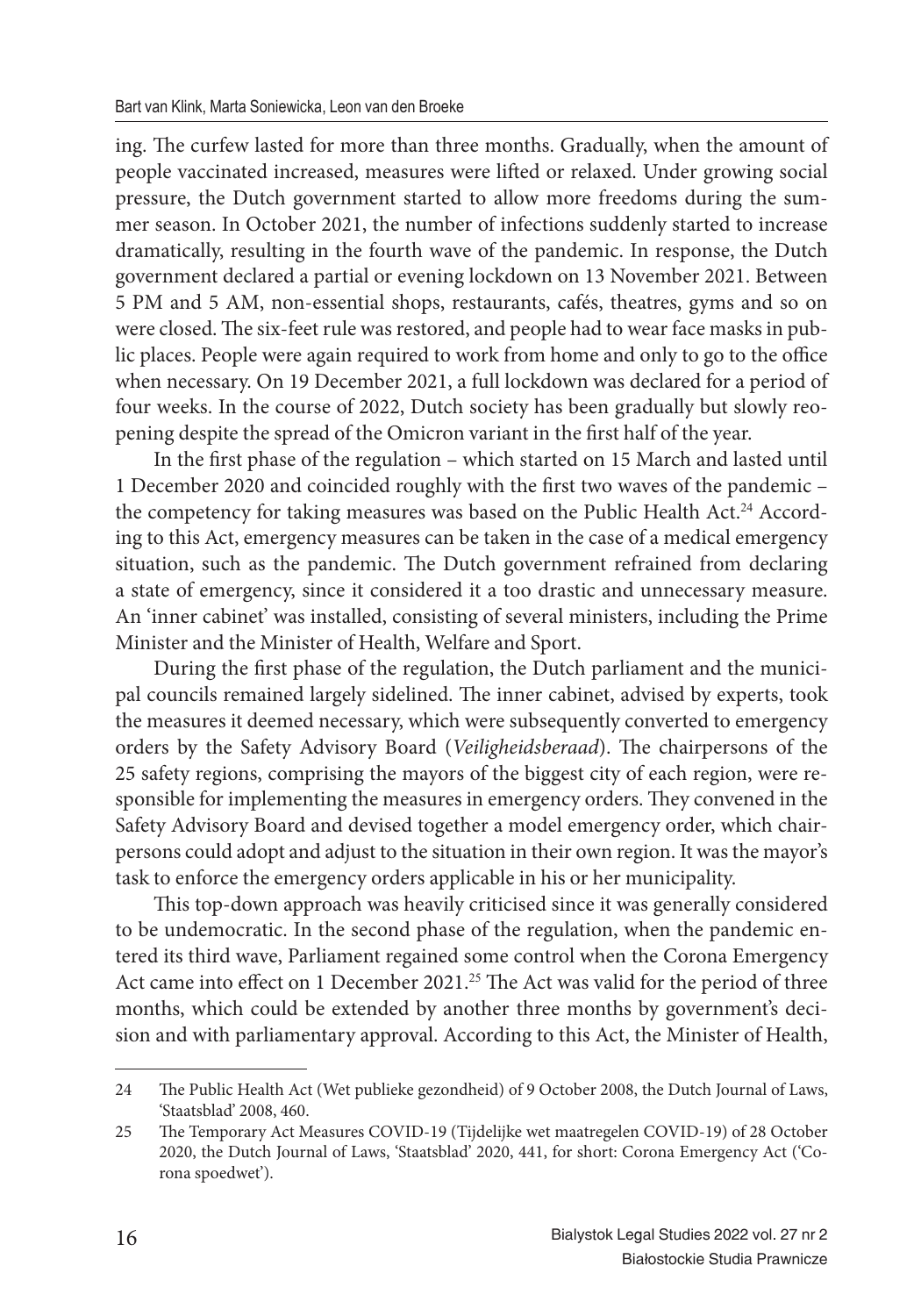ing. The curfew lasted for more than three months. Gradually, when the amount of people vaccinated increased, measures were lifted or relaxed. Under growing social pressure, the Dutch government started to allow more freedoms during the summer season. In October 2021, the number of infections suddenly started to increase dramatically, resulting in the fourth wave of the pandemic. In response, the Dutch government declared a partial or evening lockdown on 13 November 2021. Between 5 PM and 5 AM, non-essential shops, restaurants, cafés, theatres, gyms and so on were closed. The six-feet rule was restored, and people had to wear face masks in public places. People were again required to work from home and only to go to the office when necessary. On 19 December 2021, a full lockdown was declared for a period of four weeks. In the course of 2022, Dutch society has been gradually but slowly reopening despite the spread of the Omicron variant in the first half of the year.

In the first phase of the regulation – which started on 15 March and lasted until 1 December 2020 and coincided roughly with the first two waves of the pandemic – the competency for taking measures was based on the Public Health Act.[24] According to this Act, emergency measures can be taken in the case of a medical emergency situation, such as the pandemic. The Dutch government refrained from declaring a state of emergency, since it considered it a too drastic and unnecessary measure. An 'inner cabinet' was installed, consisting of several ministers, including the Prime Minister and the Minister of Health, Welfare and Sport.

During the first phase of the regulation, the Dutch parliament and the municipal councils remained largely sidelined. The inner cabinet, advised by experts, took the measures it deemed necessary, which were subsequently converted to emergency orders by the Safety Advisory Board (*Veiligheidsberaad*). The chairpersons of the 25 safety regions, comprising the mayors of the biggest city of each region, were responsible for implementing the measures in emergency orders. They convened in the Safety Advisory Board and devised together a model emergency order, which chairpersons could adopt and adjust to the situation in their own region. It was the mayor's task to enforce the emergency orders applicable in his or her municipality.

This top-down approach was heavily criticised since it was generally considered to be undemocratic. In the second phase of the regulation, when the pandemic entered its third wave, Parliament regained some control when the Corona Emergency Act came into effect on 1 December 2021.[25] The Act was valid for the period of three months, which could be extended by another three months by government's decision and with parliamentary approval. According to this Act, the Minister of Health,

---

24 The Public Health Act (Wet publieke gezondheid) of 9 October 2008, the Dutch Journal of Laws, 'Staatsblad' 2008, 460.

25 The Temporary Act Measures COVID-19 (Tijdelijke wet maatregelen COVID-19) of 28 October 2020, the Dutch Journal of Laws, 'Staatsblad' 2020, 441, for short: Corona Emergency Act ('Corona spoedwet').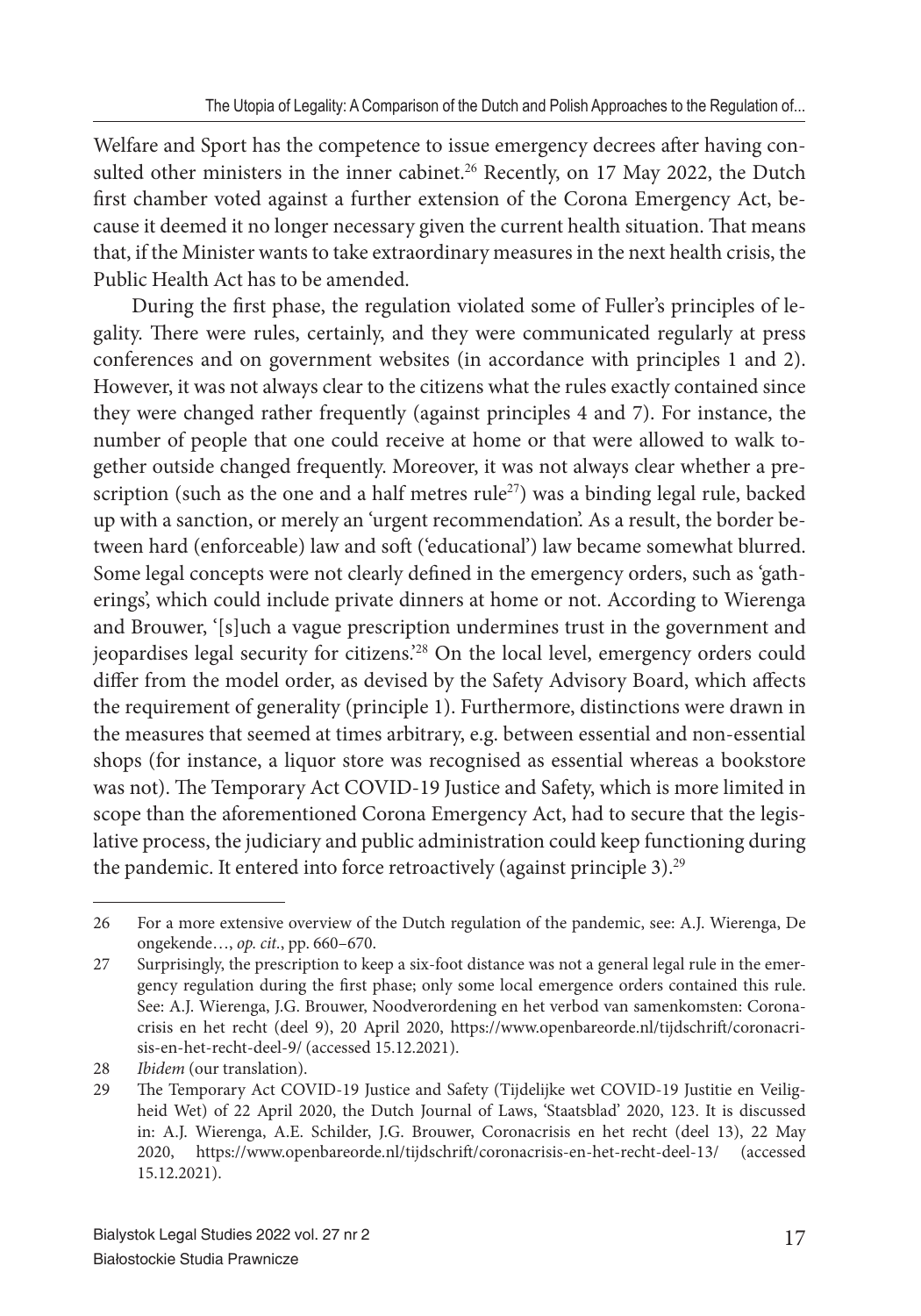Welfare and Sport has the competence to issue emergency decrees after having consulted other ministers in the inner cabinet.[26] Recently, on 17 May 2022, the Dutch first chamber voted against a further extension of the Corona Emergency Act, because it deemed it no longer necessary given the current health situation. That means that, if the Minister wants to take extraordinary measures in the next health crisis, the Public Health Act has to be amended.

During the first phase, the regulation violated some of Fuller's principles of legality. There were rules, certainly, and they were communicated regularly at press conferences and on government websites (in accordance with principles 1 and 2). However, it was not always clear to the citizens what the rules exactly contained since they were changed rather frequently (against principles 4 and 7). For instance, the number of people that one could receive at home or that were allowed to walk together outside changed frequently. Moreover, it was not always clear whether a prescription (such as the one and a half metres rule[27]) was a binding legal rule, backed up with a sanction, or merely an 'urgent recommendation'. As a result, the border between hard (enforceable) law and soft ('educational') law became somewhat blurred. Some legal concepts were not clearly defined in the emergency orders, such as 'gatherings', which could include private dinners at home or not. According to Wierenga and Brouwer, '[s]uch a vague prescription undermines trust in the government and jeopardises legal security for citizens.'[28] On the local level, emergency orders could differ from the model order, as devised by the Safety Advisory Board, which affects the requirement of generality (principle 1). Furthermore, distinctions were drawn in the measures that seemed at times arbitrary, e.g. between essential and non-essential shops (for instance, a liquor store was recognised as essential whereas a bookstore was not). The Temporary Act COVID-19 Justice and Safety, which is more limited in scope than the aforementioned Corona Emergency Act, had to secure that the legislative process, the judiciary and public administration could keep functioning during the pandemic. It entered into force retroactively (against principle 3).[29]

---

26 For a more extensive overview of the Dutch regulation of the pandemic, see: A.J. Wierenga, De ongekende…, *op. cit.*, pp. 660–670.

27 Surprisingly, the prescription to keep a six-foot distance was not a general legal rule in the emergency regulation during the first phase; only some local emergence orders contained this rule. See: A.J. Wierenga, J.G. Brouwer, Noodverordening en het verbod van samenkomsten: Coronacrisis en het recht (deel 9), 20 April 2020, https://www.openbareorde.nl/tijdschrift/coronacrisis-en-het-recht-deel-9/ (accessed 15.12.2021).

28 *Ibidem* (our translation).

29 The Temporary Act COVID-19 Justice and Safety (Tijdelijke wet COVID-19 Justitie en Veiligheid Wet) of 22 April 2020, the Dutch Journal of Laws, 'Staatsblad' 2020, 123. It is discussed in: A.J. Wierenga, A.E. Schilder, J.G. Brouwer, Coronacrisis en het recht (deel 13), 22 May 2020, https://www.openbareorde.nl/tijdschrift/coronacrisis-en-het-recht-deel-13/ (accessed 15.12.2021).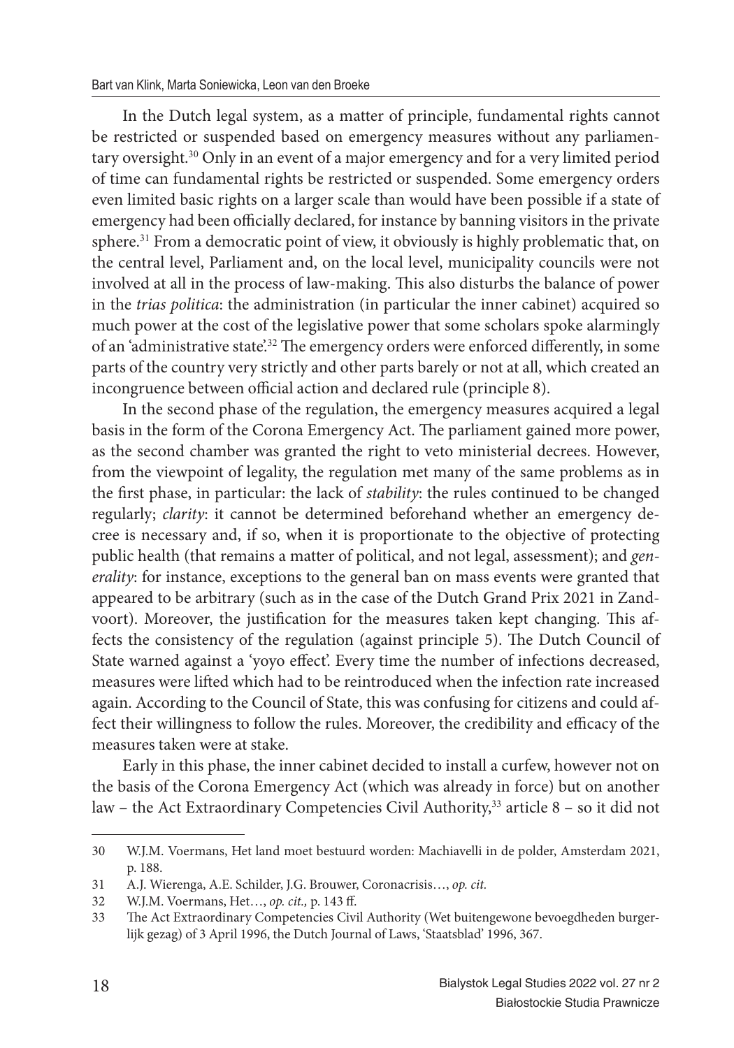In the Dutch legal system, as a matter of principle, fundamental rights cannot be restricted or suspended based on emergency measures without any parliamentary oversight.[30] Only in an event of a major emergency and for a very limited period of time can fundamental rights be restricted or suspended. Some emergency orders even limited basic rights on a larger scale than would have been possible if a state of emergency had been officially declared, for instance by banning visitors in the private sphere.[31] From a democratic point of view, it obviously is highly problematic that, on the central level, Parliament and, on the local level, municipality councils were not involved at all in the process of law-making. This also disturbs the balance of power in the *trias politica*: the administration (in particular the inner cabinet) acquired so much power at the cost of the legislative power that some scholars spoke alarmingly of an 'administrative state'.[32] The emergency orders were enforced differently, in some parts of the country very strictly and other parts barely or not at all, which created an incongruence between official action and declared rule (principle 8).

In the second phase of the regulation, the emergency measures acquired a legal basis in the form of the Corona Emergency Act. The parliament gained more power, as the second chamber was granted the right to veto ministerial decrees. However, from the viewpoint of legality, the regulation met many of the same problems as in the first phase, in particular: the lack of *stability*: the rules continued to be changed regularly; *clarity*: it cannot be determined beforehand whether an emergency decree is necessary and, if so, when it is proportionate to the objective of protecting public health (that remains a matter of political, and not legal, assessment); and *generality*: for instance, exceptions to the general ban on mass events were granted that appeared to be arbitrary (such as in the case of the Dutch Grand Prix 2021 in Zandvoort). Moreover, the justification for the measures taken kept changing. This affects the consistency of the regulation (against principle 5). The Dutch Council of State warned against a 'yoyo effect'. Every time the number of infections decreased, measures were lifted which had to be reintroduced when the infection rate increased again. According to the Council of State, this was confusing for citizens and could affect their willingness to follow the rules. Moreover, the credibility and efficacy of the measures taken were at stake.

Early in this phase, the inner cabinet decided to install a curfew, however not on the basis of the Corona Emergency Act (which was already in force) but on another law – the Act Extraordinary Competencies Civil Authority,[33] article 8 – so it did not

---

30 W.J.M. Voermans, Het land moet bestuurd worden: Machiavelli in de polder, Amsterdam 2021, p. 188.

31 A.J. Wierenga, A.E. Schilder, J.G. Brouwer, Coronacrisis…, *op. cit.*

32 W.J.M. Voermans, Het…, *op. cit.,* p. 143 ff.

33 The Act Extraordinary Competencies Civil Authority (Wet buitengewone bevoegdheden burgerlijk gezag) of 3 April 1996, the Dutch Journal of Laws, 'Staatsblad' 1996, 367.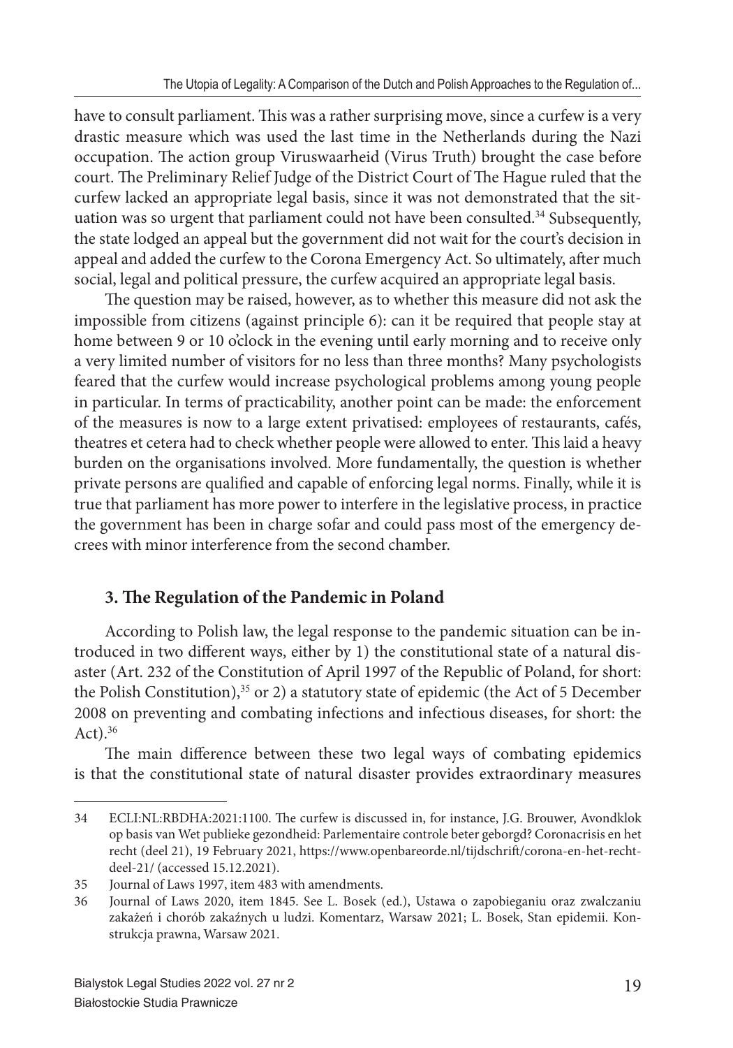have to consult parliament. This was a rather surprising move, since a curfew is a very drastic measure which was used the last time in the Netherlands during the Nazi occupation. The action group Viruswaarheid (Virus Truth) brought the case before court. The Preliminary Relief Judge of the District Court of The Hague ruled that the curfew lacked an appropriate legal basis, since it was not demonstrated that the situation was so urgent that parliament could not have been consulted.[34] Subsequently, the state lodged an appeal but the government did not wait for the court's decision in appeal and added the curfew to the Corona Emergency Act. So ultimately, after much social, legal and political pressure, the curfew acquired an appropriate legal basis.

The question may be raised, however, as to whether this measure did not ask the impossible from citizens (against principle 6): can it be required that people stay at home between 9 or 10 o'clock in the evening until early morning and to receive only a very limited number of visitors for no less than three months? Many psychologists feared that the curfew would increase psychological problems among young people in particular. In terms of practicability, another point can be made: the enforcement of the measures is now to a large extent privatised: employees of restaurants, cafés, theatres et cetera had to check whether people were allowed to enter. This laid a heavy burden on the organisations involved. More fundamentally, the question is whether private persons are qualified and capable of enforcing legal norms. Finally, while it is true that parliament has more power to interfere in the legislative process, in practice the government has been in charge sofar and could pass most of the emergency decrees with minor interference from the second chamber.

## 3. The Regulation of the Pandemic in Poland

According to Polish law, the legal response to the pandemic situation can be introduced in two different ways, either by 1) the constitutional state of a natural disaster (Art. 232 of the Constitution of April 1997 of the Republic of Poland, for short: the Polish Constitution),[35] or 2) a statutory state of epidemic (the Act of 5 December 2008 on preventing and combating infections and infectious diseases, for short: the Act).[36]

The main difference between these two legal ways of combating epidemics is that the constitutional state of natural disaster provides extraordinary measures

---

34 ECLI:NL:RBDHA:2021:1100. The curfew is discussed in, for instance, J.G. Brouwer, Avondklok op basis van Wet publieke gezondheid: Parlementaire controle beter geborgd? Coronacrisis en het recht (deel 21), 19 February 2021, https://www.openbareorde.nl/tijdschrift/corona-en-het-recht-deel-21/ (accessed 15.12.2021).

35 Journal of Laws 1997, item 483 with amendments.

36 Journal of Laws 2020, item 1845. See L. Bosek (ed.), Ustawa o zapobieganiu oraz zwalczaniu zakażeń i chorób zakaźnych u ludzi. Komentarz, Warsaw 2021; L. Bosek, Stan epidemii. Konstrukcja prawna, Warsaw 2021.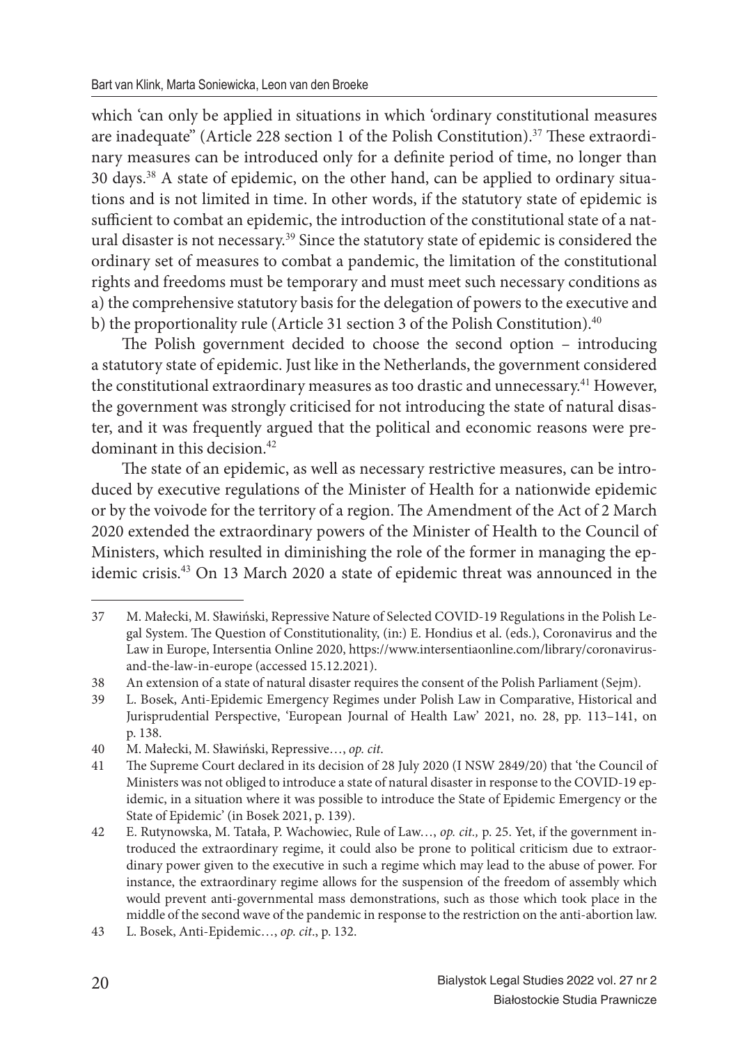which 'can only be applied in situations in which 'ordinary constitutional measures are inadequate" (Article 228 section 1 of the Polish Constitution).[37] These extraordinary measures can be introduced only for a definite period of time, no longer than 30 days.[38] A state of epidemic, on the other hand, can be applied to ordinary situations and is not limited in time. In other words, if the statutory state of epidemic is sufficient to combat an epidemic, the introduction of the constitutional state of a natural disaster is not necessary.[39] Since the statutory state of epidemic is considered the ordinary set of measures to combat a pandemic, the limitation of the constitutional rights and freedoms must be temporary and must meet such necessary conditions as a) the comprehensive statutory basis for the delegation of powers to the executive and b) the proportionality rule (Article 31 section 3 of the Polish Constitution).[40]

The Polish government decided to choose the second option – introducing a statutory state of epidemic. Just like in the Netherlands, the government considered the constitutional extraordinary measures as too drastic and unnecessary.[41] However, the government was strongly criticised for not introducing the state of natural disaster, and it was frequently argued that the political and economic reasons were predominant in this decision.[42]

The state of an epidemic, as well as necessary restrictive measures, can be introduced by executive regulations of the Minister of Health for a nationwide epidemic or by the voivode for the territory of a region. The Amendment of the Act of 2 March 2020 extended the extraordinary powers of the Minister of Health to the Council of Ministers, which resulted in diminishing the role of the former in managing the epidemic crisis.[43] On 13 March 2020 a state of epidemic threat was announced in the

---

37 M. Małecki, M. Sławiński, Repressive Nature of Selected COVID-19 Regulations in the Polish Legal System. The Question of Constitutionality, (in:) E. Hondius et al. (eds.), Coronavirus and the Law in Europe, Intersentia Online 2020, https://www.intersentiaonline.com/library/coronavirus-and-the-law-in-europe (accessed 15.12.2021).

38 An extension of a state of natural disaster requires the consent of the Polish Parliament (Sejm).

39 L. Bosek, Anti-Epidemic Emergency Regimes under Polish Law in Comparative, Historical and Jurisprudential Perspective, 'European Journal of Health Law' 2021, no. 28, pp. 113–141, on p. 138.

40 M. Małecki, M. Sławiński, Repressive…, *op. cit*.

41 The Supreme Court declared in its decision of 28 July 2020 (I NSW 2849/20) that 'the Council of Ministers was not obliged to introduce a state of natural disaster in response to the COVID-19 epidemic, in a situation where it was possible to introduce the State of Epidemic Emergency or the State of Epidemic' (in Bosek 2021, p. 139).

42 E. Rutynowska, M. Tatała, P. Wachowiec, Rule of Law…, *op. cit.,* p. 25. Yet, if the government introduced the extraordinary regime, it could also be prone to political criticism due to extraordinary power given to the executive in such a regime which may lead to the abuse of power. For instance, the extraordinary regime allows for the suspension of the freedom of assembly which would prevent anti-governmental mass demonstrations, such as those which took place in the middle of the second wave of the pandemic in response to the restriction on the anti-abortion law.

43 L. Bosek, Anti-Epidemic…, *op. cit*., p. 132.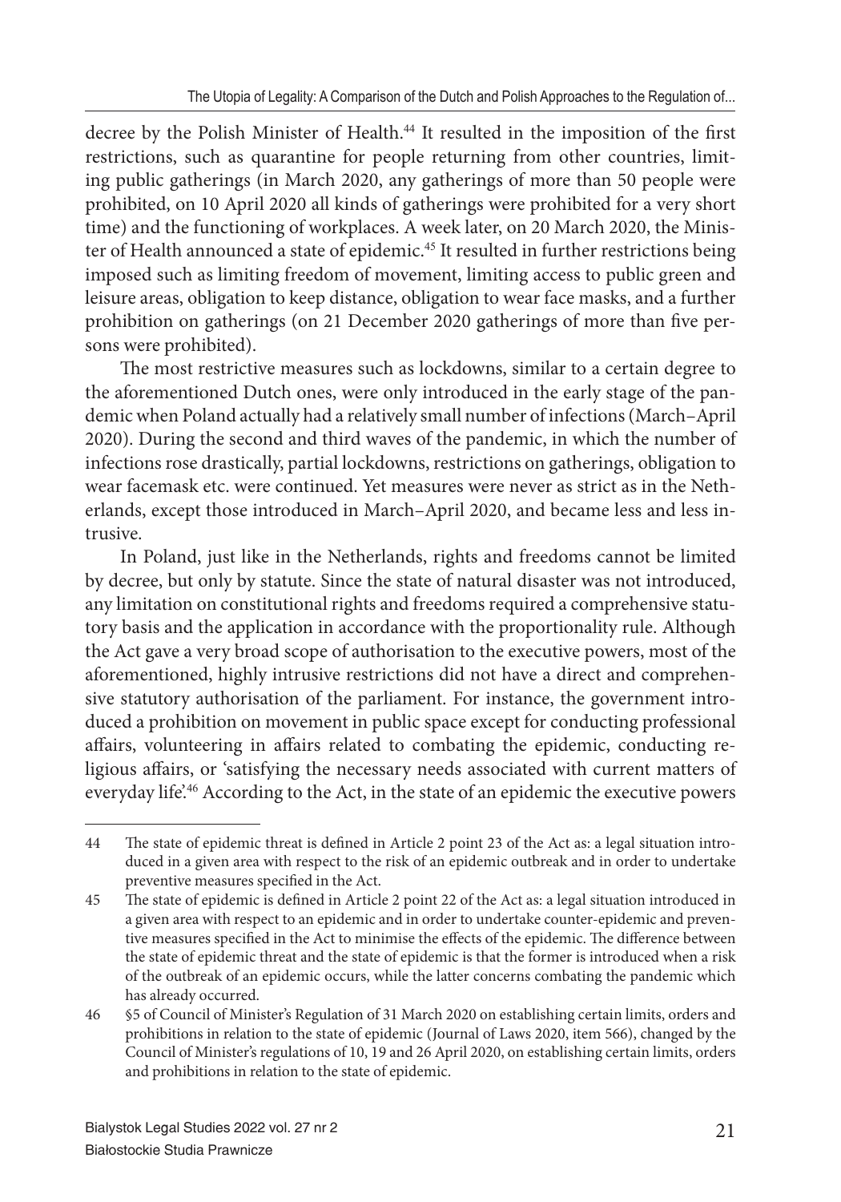decree by the Polish Minister of Health.[44] It resulted in the imposition of the first restrictions, such as quarantine for people returning from other countries, limiting public gatherings (in March 2020, any gatherings of more than 50 people were prohibited, on 10 April 2020 all kinds of gatherings were prohibited for a very short time) and the functioning of workplaces. A week later, on 20 March 2020, the Minister of Health announced a state of epidemic.[45] It resulted in further restrictions being imposed such as limiting freedom of movement, limiting access to public green and leisure areas, obligation to keep distance, obligation to wear face masks, and a further prohibition on gatherings (on 21 December 2020 gatherings of more than five persons were prohibited).

The most restrictive measures such as lockdowns, similar to a certain degree to the aforementioned Dutch ones, were only introduced in the early stage of the pandemic when Poland actually had a relatively small number of infections (March–April 2020). During the second and third waves of the pandemic, in which the number of infections rose drastically, partial lockdowns, restrictions on gatherings, obligation to wear facemask etc. were continued. Yet measures were never as strict as in the Netherlands, except those introduced in March–April 2020, and became less and less intrusive.

In Poland, just like in the Netherlands, rights and freedoms cannot be limited by decree, but only by statute. Since the state of natural disaster was not introduced, any limitation on constitutional rights and freedoms required a comprehensive statutory basis and the application in accordance with the proportionality rule. Although the Act gave a very broad scope of authorisation to the executive powers, most of the aforementioned, highly intrusive restrictions did not have a direct and comprehensive statutory authorisation of the parliament. For instance, the government introduced a prohibition on movement in public space except for conducting professional affairs, volunteering in affairs related to combating the epidemic, conducting religious affairs, or 'satisfying the necessary needs associated with current matters of everyday life'.[46] According to the Act, in the state of an epidemic the executive powers

---

44 The state of epidemic threat is defined in Article 2 point 23 of the Act as: a legal situation introduced in a given area with respect to the risk of an epidemic outbreak and in order to undertake preventive measures specified in the Act.

45 The state of epidemic is defined in Article 2 point 22 of the Act as: a legal situation introduced in a given area with respect to an epidemic and in order to undertake counter-epidemic and preventive measures specified in the Act to minimise the effects of the epidemic. The difference between the state of epidemic threat and the state of epidemic is that the former is introduced when a risk of the outbreak of an epidemic occurs, while the latter concerns combating the pandemic which has already occurred.

46 §5 of Council of Minister's Regulation of 31 March 2020 on establishing certain limits, orders and prohibitions in relation to the state of epidemic (Journal of Laws 2020, item 566), changed by the Council of Minister's regulations of 10, 19 and 26 April 2020, on establishing certain limits, orders and prohibitions in relation to the state of epidemic.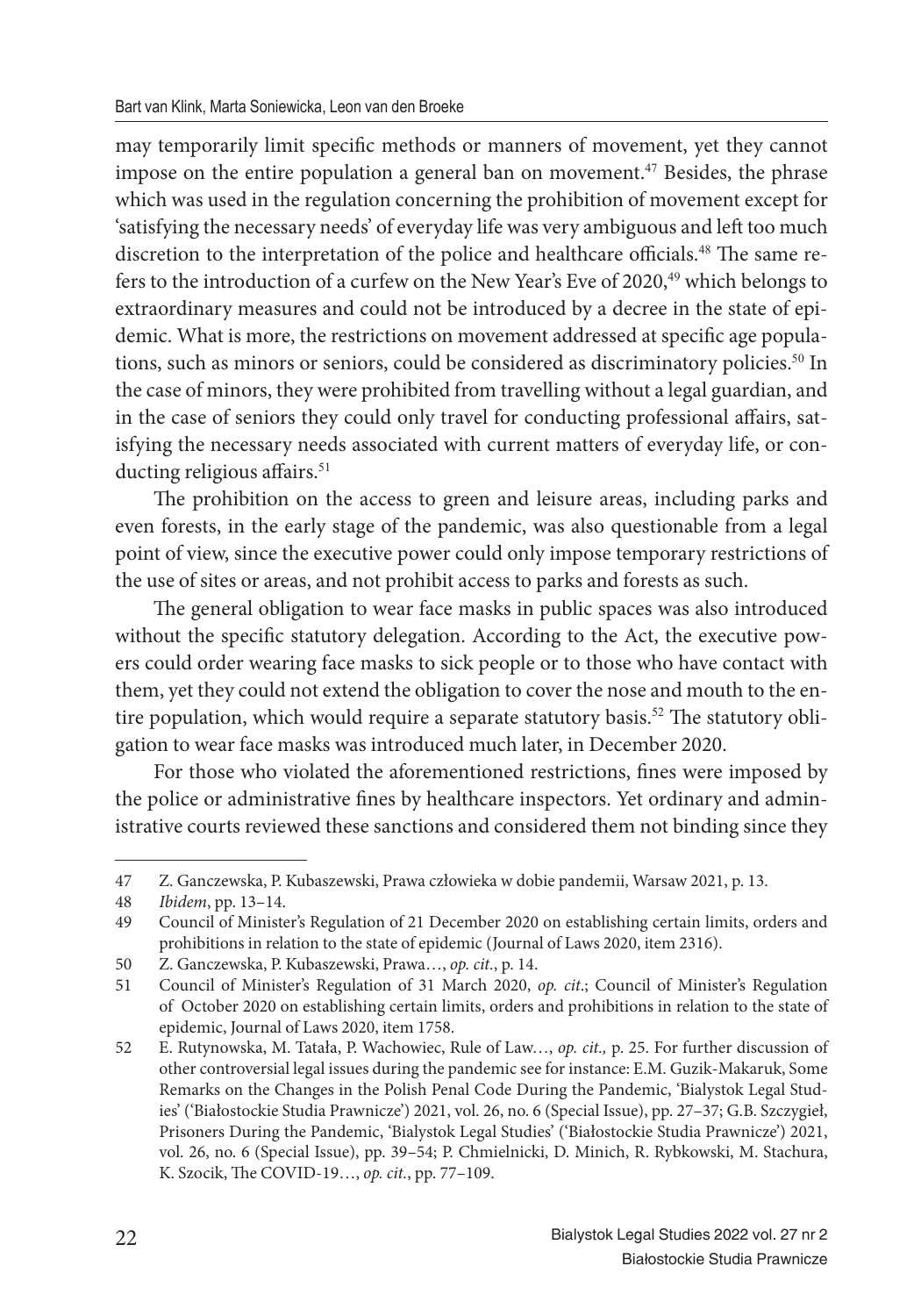may temporarily limit specific methods or manners of movement, yet they cannot impose on the entire population a general ban on movement.[47] Besides, the phrase which was used in the regulation concerning the prohibition of movement except for 'satisfying the necessary needs' of everyday life was very ambiguous and left too much discretion to the interpretation of the police and healthcare officials.[48] The same refers to the introduction of a curfew on the New Year's Eve of 2020,[49] which belongs to extraordinary measures and could not be introduced by a decree in the state of epidemic. What is more, the restrictions on movement addressed at specific age populations, such as minors or seniors, could be considered as discriminatory policies.[50] In the case of minors, they were prohibited from travelling without a legal guardian, and in the case of seniors they could only travel for conducting professional affairs, satisfying the necessary needs associated with current matters of everyday life, or conducting religious affairs.[51]

The prohibition on the access to green and leisure areas, including parks and even forests, in the early stage of the pandemic, was also questionable from a legal point of view, since the executive power could only impose temporary restrictions of the use of sites or areas, and not prohibit access to parks and forests as such.

The general obligation to wear face masks in public spaces was also introduced without the specific statutory delegation. According to the Act, the executive powers could order wearing face masks to sick people or to those who have contact with them, yet they could not extend the obligation to cover the nose and mouth to the entire population, which would require a separate statutory basis.[52] The statutory obligation to wear face masks was introduced much later, in December 2020.

For those who violated the aforementioned restrictions, fines were imposed by the police or administrative fines by healthcare inspectors. Yet ordinary and administrative courts reviewed these sanctions and considered them not binding since they

---

47 Z. Ganczewska, P. Kubaszewski, Prawa człowieka w dobie pandemii, Warsaw 2021, p. 13.

48 *Ibidem*, pp. 13–14.

49 Council of Minister's Regulation of 21 December 2020 on establishing certain limits, orders and prohibitions in relation to the state of epidemic (Journal of Laws 2020, item 2316).

50 Z. Ganczewska, P. Kubaszewski, Prawa…, *op. cit.*, p. 14.

51 Council of Minister's Regulation of 31 March 2020, *op. cit.*; Council of Minister's Regulation of October 2020 on establishing certain limits, orders and prohibitions in relation to the state of epidemic, Journal of Laws 2020, item 1758.

52 E. Rutynowska, M. Tatała, P. Wachowiec, Rule of Law…, *op. cit.,* p. 25. For further discussion of other controversial legal issues during the pandemic see for instance: E.M. Guzik-Makaruk, Some Remarks on the Changes in the Polish Penal Code During the Pandemic, 'Bialystok Legal Studies' ('Białostockie Studia Prawnicze') 2021, vol. 26, no. 6 (Special Issue), pp. 27–37; G.B. Szczygieł, Prisoners During the Pandemic, 'Bialystok Legal Studies' ('Białostockie Studia Prawnicze') 2021, vol. 26, no. 6 (Special Issue), pp. 39–54; P. Chmielnicki, D. Minich, R. Rybkowski, M. Stachura, K. Szocik, The COVID-19…, *op. cit.*, pp. 77–109.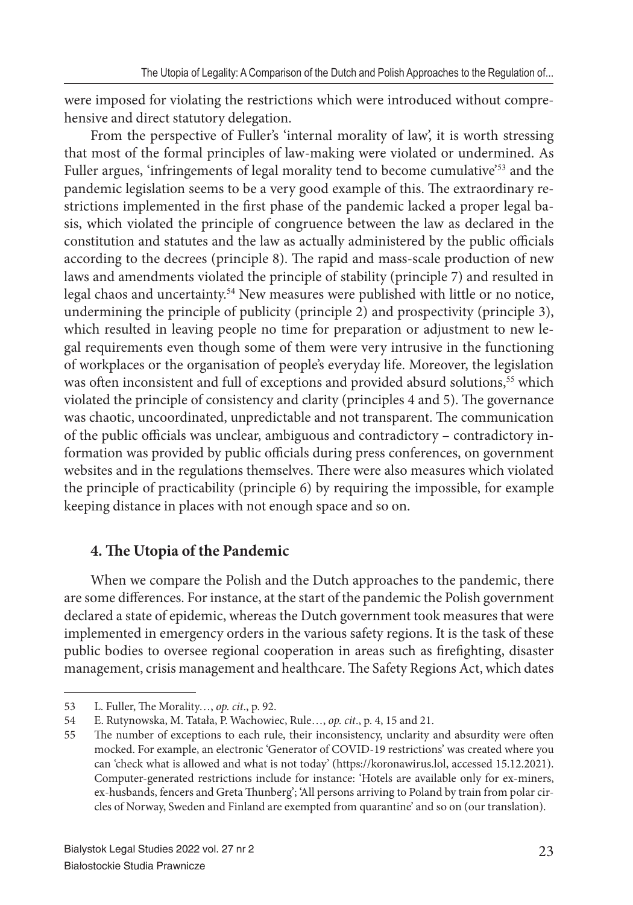were imposed for violating the restrictions which were introduced without comprehensive and direct statutory delegation.

From the perspective of Fuller's 'internal morality of law', it is worth stressing that most of the formal principles of law-making were violated or undermined. As Fuller argues, 'infringements of legal morality tend to become cumulative'[53] and the pandemic legislation seems to be a very good example of this. The extraordinary restrictions implemented in the first phase of the pandemic lacked a proper legal basis, which violated the principle of congruence between the law as declared in the constitution and statutes and the law as actually administered by the public officials according to the decrees (principle 8). The rapid and mass-scale production of new laws and amendments violated the principle of stability (principle 7) and resulted in legal chaos and uncertainty.[54] New measures were published with little or no notice, undermining the principle of publicity (principle 2) and prospectivity (principle 3), which resulted in leaving people no time for preparation or adjustment to new legal requirements even though some of them were very intrusive in the functioning of workplaces or the organisation of people's everyday life. Moreover, the legislation was often inconsistent and full of exceptions and provided absurd solutions,[55] which violated the principle of consistency and clarity (principles 4 and 5). The governance was chaotic, uncoordinated, unpredictable and not transparent. The communication of the public officials was unclear, ambiguous and contradictory – contradictory information was provided by public officials during press conferences, on government websites and in the regulations themselves. There were also measures which violated the principle of practicability (principle 6) by requiring the impossible, for example keeping distance in places with not enough space and so on.

## 4. The Utopia of the Pandemic

When we compare the Polish and the Dutch approaches to the pandemic, there are some differences. For instance, at the start of the pandemic the Polish government declared a state of epidemic, whereas the Dutch government took measures that were implemented in emergency orders in the various safety regions. It is the task of these public bodies to oversee regional cooperation in areas such as firefighting, disaster management, crisis management and healthcare. The Safety Regions Act, which dates

---

53 L. Fuller, The Morality…, *op. cit*., p. 92.

54 E. Rutynowska, M. Tatała, P. Wachowiec, Rule…, *op. cit*., p. 4, 15 and 21.

55 The number of exceptions to each rule, their inconsistency, unclarity and absurdity were often mocked. For example, an electronic 'Generator of COVID-19 restrictions' was created where you can 'check what is allowed and what is not today' (https://koronawirus.lol, accessed 15.12.2021). Computer-generated restrictions include for instance: 'Hotels are available only for ex-miners, ex-husbands, fencers and Greta Thunberg'; 'All persons arriving to Poland by train from polar circles of Norway, Sweden and Finland are exempted from quarantine' and so on (our translation).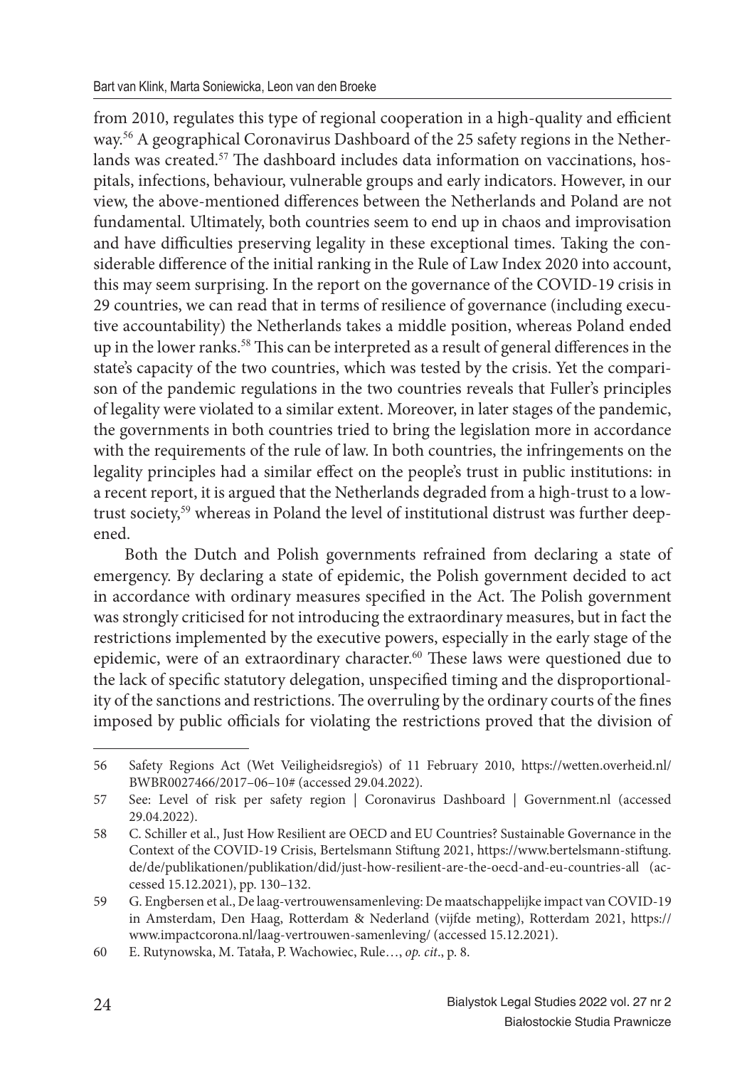from 2010, regulates this type of regional cooperation in a high-quality and efficient way.[56] A geographical Coronavirus Dashboard of the 25 safety regions in the Netherlands was created.[57] The dashboard includes data information on vaccinations, hospitals, infections, behaviour, vulnerable groups and early indicators. However, in our view, the above-mentioned differences between the Netherlands and Poland are not fundamental. Ultimately, both countries seem to end up in chaos and improvisation and have difficulties preserving legality in these exceptional times. Taking the considerable difference of the initial ranking in the Rule of Law Index 2020 into account, this may seem surprising. In the report on the governance of the COVID-19 crisis in 29 countries, we can read that in terms of resilience of governance (including executive accountability) the Netherlands takes a middle position, whereas Poland ended up in the lower ranks.[58] This can be interpreted as a result of general differences in the state's capacity of the two countries, which was tested by the crisis. Yet the comparison of the pandemic regulations in the two countries reveals that Fuller's principles of legality were violated to a similar extent. Moreover, in later stages of the pandemic, the governments in both countries tried to bring the legislation more in accordance with the requirements of the rule of law. In both countries, the infringements on the legality principles had a similar effect on the people's trust in public institutions: in a recent report, it is argued that the Netherlands degraded from a high-trust to a low-trust society,[59] whereas in Poland the level of institutional distrust was further deepened.

Both the Dutch and Polish governments refrained from declaring a state of emergency. By declaring a state of epidemic, the Polish government decided to act in accordance with ordinary measures specified in the Act. The Polish government was strongly criticised for not introducing the extraordinary measures, but in fact the restrictions implemented by the executive powers, especially in the early stage of the epidemic, were of an extraordinary character.[60] These laws were questioned due to the lack of specific statutory delegation, unspecified timing and the disproportionality of the sanctions and restrictions. The overruling by the ordinary courts of the fines imposed by public officials for violating the restrictions proved that the division of

---

56 Safety Regions Act (Wet Veiligheidsregio's) of 11 February 2010, https://wetten.overheid.nl/BWBR0027466/2017–06–10# (accessed 29.04.2022).

57 See: Level of risk per safety region | Coronavirus Dashboard | Government.nl (accessed 29.04.2022).

58 C. Schiller et al., Just How Resilient are OECD and EU Countries? Sustainable Governance in the Context of the COVID-19 Crisis, Bertelsmann Stiftung 2021, https://www.bertelsmann-stiftung.de/de/publikationen/publikation/did/just-how-resilient-are-the-oecd-and-eu-countries-all (accessed 15.12.2021), pp. 130–132.

59 G. Engbersen et al., De laag-vertrouwensamenleving: De maatschappelijke impact van COVID-19 in Amsterdam, Den Haag, Rotterdam & Nederland (vijfde meting), Rotterdam 2021, https://www.impactcorona.nl/laag-vertrouwen-samenleving/ (accessed 15.12.2021).

60 E. Rutynowska, M. Tatała, P. Wachowiec, Rule…, *op. cit*., p. 8.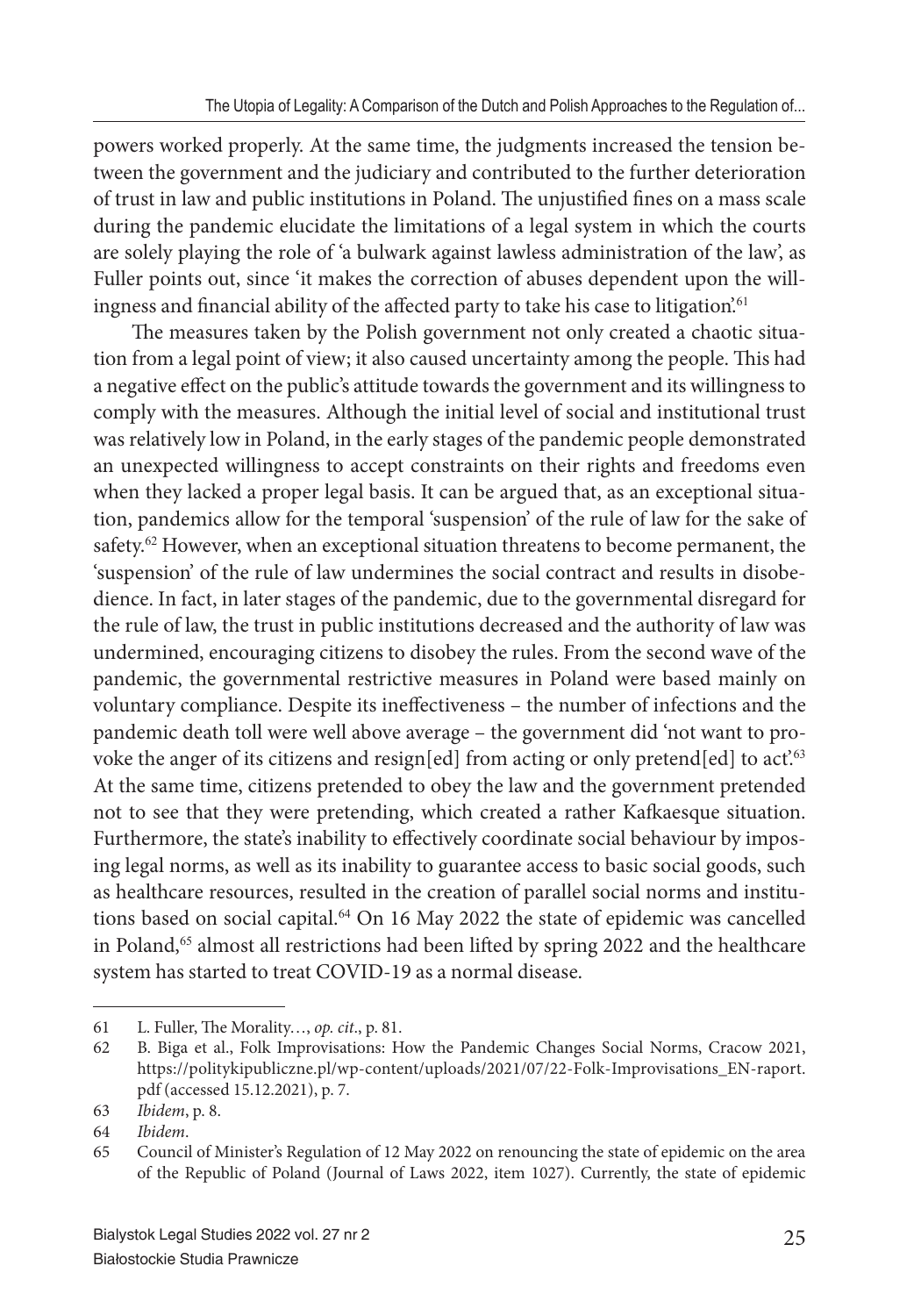powers worked properly. At the same time, the judgments increased the tension between the government and the judiciary and contributed to the further deterioration of trust in law and public institutions in Poland. The unjustified fines on a mass scale during the pandemic elucidate the limitations of a legal system in which the courts are solely playing the role of 'a bulwark against lawless administration of the law', as Fuller points out, since 'it makes the correction of abuses dependent upon the willingness and financial ability of the affected party to take his case to litigation'.[61]

The measures taken by the Polish government not only created a chaotic situation from a legal point of view; it also caused uncertainty among the people. This had a negative effect on the public's attitude towards the government and its willingness to comply with the measures. Although the initial level of social and institutional trust was relatively low in Poland, in the early stages of the pandemic people demonstrated an unexpected willingness to accept constraints on their rights and freedoms even when they lacked a proper legal basis. It can be argued that, as an exceptional situation, pandemics allow for the temporal 'suspension' of the rule of law for the sake of safety.[62] However, when an exceptional situation threatens to become permanent, the 'suspension' of the rule of law undermines the social contract and results in disobedience. In fact, in later stages of the pandemic, due to the governmental disregard for the rule of law, the trust in public institutions decreased and the authority of law was undermined, encouraging citizens to disobey the rules. From the second wave of the pandemic, the governmental restrictive measures in Poland were based mainly on voluntary compliance. Despite its ineffectiveness – the number of infections and the pandemic death toll were well above average – the government did 'not want to provoke the anger of its citizens and resign[ed] from acting or only pretend[ed] to act'.[63] At the same time, citizens pretended to obey the law and the government pretended not to see that they were pretending, which created a rather Kafkaesque situation. Furthermore, the state's inability to effectively coordinate social behaviour by imposing legal norms, as well as its inability to guarantee access to basic social goods, such as healthcare resources, resulted in the creation of parallel social norms and institutions based on social capital.[64] On 16 May 2022 the state of epidemic was cancelled in Poland,[65] almost all restrictions had been lifted by spring 2022 and the healthcare system has started to treat COVID-19 as a normal disease.

---

61 L. Fuller, The Morality…, *op. cit.*, p. 81.

62 B. Biga et al., Folk Improvisations: How the Pandemic Changes Social Norms, Cracow 2021, https://politykipubliczne.pl/wp-content/uploads/2021/07/22-Folk-Improvisations_EN-raport.pdf (accessed 15.12.2021), p. 7.

63 *Ibidem*, p. 8.

64 *Ibidem*.

65 Council of Minister's Regulation of 12 May 2022 on renouncing the state of epidemic on the area of the Republic of Poland (Journal of Laws 2022, item 1027). Currently, the state of epidemic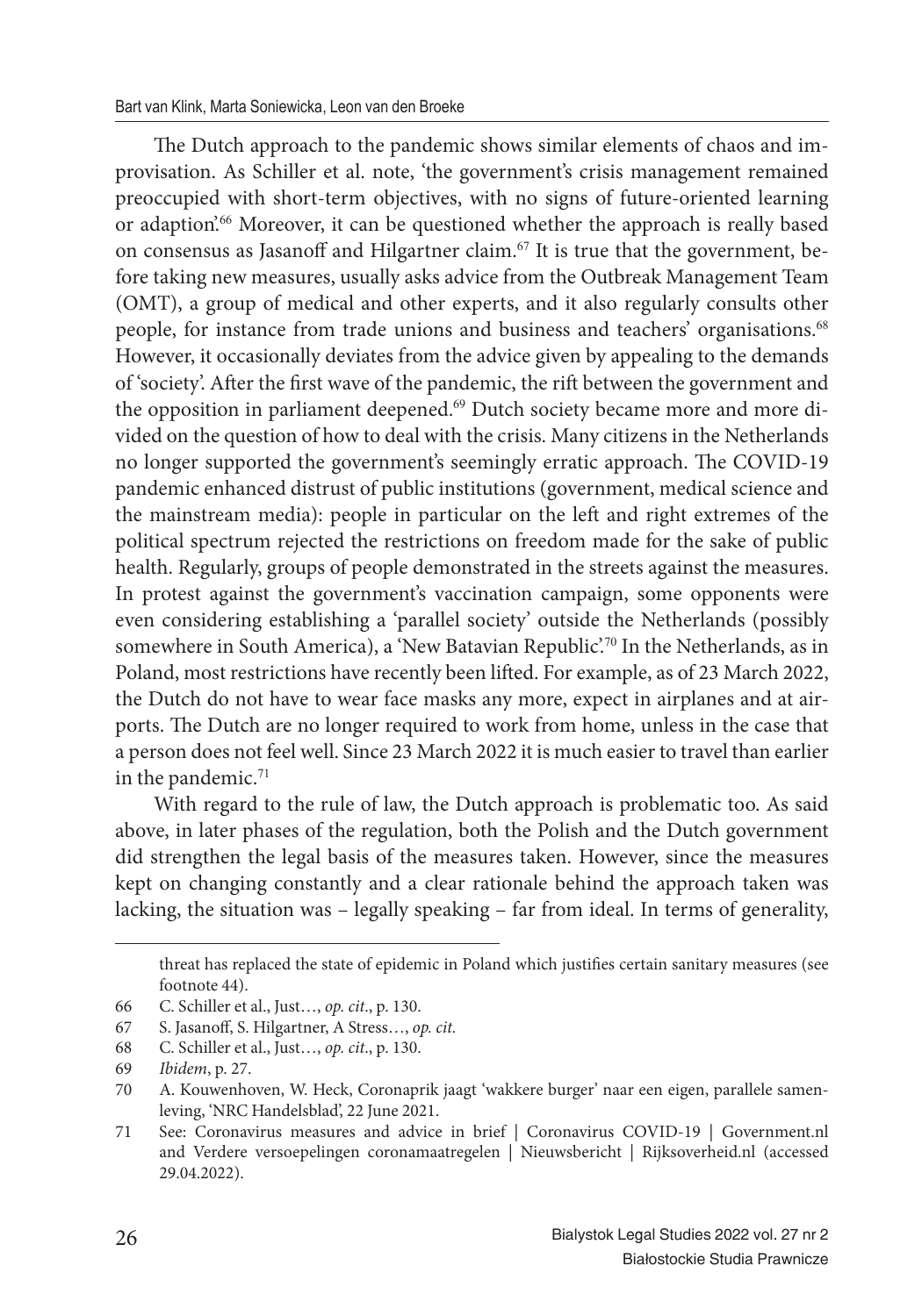The Dutch approach to the pandemic shows similar elements of chaos and improvisation. As Schiller et al. note, 'the government's crisis management remained preoccupied with short-term objectives, with no signs of future-oriented learning or adaption'.[66] Moreover, it can be questioned whether the approach is really based on consensus as Jasanoff and Hilgartner claim.[67] It is true that the government, before taking new measures, usually asks advice from the Outbreak Management Team (OMT), a group of medical and other experts, and it also regularly consults other people, for instance from trade unions and business and teachers' organisations.[68] However, it occasionally deviates from the advice given by appealing to the demands of 'society'. After the first wave of the pandemic, the rift between the government and the opposition in parliament deepened.[69] Dutch society became more and more divided on the question of how to deal with the crisis. Many citizens in the Netherlands no longer supported the government's seemingly erratic approach. The COVID-19 pandemic enhanced distrust of public institutions (government, medical science and the mainstream media): people in particular on the left and right extremes of the political spectrum rejected the restrictions on freedom made for the sake of public health. Regularly, groups of people demonstrated in the streets against the measures. In protest against the government's vaccination campaign, some opponents were even considering establishing a 'parallel society' outside the Netherlands (possibly somewhere in South America), a 'New Batavian Republic'.[70] In the Netherlands, as in Poland, most restrictions have recently been lifted. For example, as of 23 March 2022, the Dutch do not have to wear face masks any more, expect in airplanes and at airports. The Dutch are no longer required to work from home, unless in the case that a person does not feel well. Since 23 March 2022 it is much easier to travel than earlier in the pandemic.[71]

With regard to the rule of law, the Dutch approach is problematic too. As said above, in later phases of the regulation, both the Polish and the Dutch government did strengthen the legal basis of the measures taken. However, since the measures kept on changing constantly and a clear rationale behind the approach taken was lacking, the situation was – legally speaking – far from ideal. In terms of generality,

---

threat has replaced the state of epidemic in Poland which justifies certain sanitary measures (see footnote 44).

66 C. Schiller et al., Just…, *op. cit*., p. 130.

67 S. Jasanoff, S. Hilgartner, A Stress…, *op. cit.*

68 C. Schiller et al., Just…, *op. cit*., p. 130.

69 *Ibidem*, p. 27.

70 A. Kouwenhoven, W. Heck, Coronaprik jaagt 'wakkere burger' naar een eigen, parallele samenleving, 'NRC Handelsblad', 22 June 2021.

71 See: Coronavirus measures and advice in brief | Coronavirus COVID-19 | Government.nl and Verdere versoepelingen coronamaatregelen | Nieuwsbericht | Rijksoverheid.nl (accessed 29.04.2022).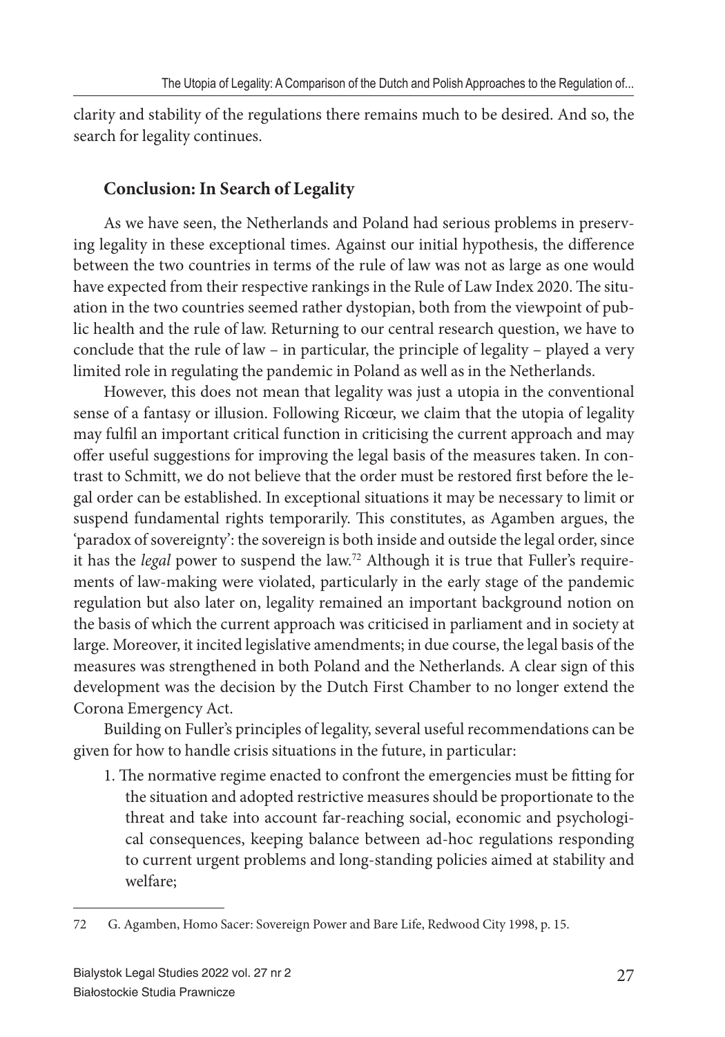clarity and stability of the regulations there remains much to be desired. And so, the search for legality continues.

## Conclusion: In Search of Legality

As we have seen, the Netherlands and Poland had serious problems in preserving legality in these exceptional times. Against our initial hypothesis, the difference between the two countries in terms of the rule of law was not as large as one would have expected from their respective rankings in the Rule of Law Index 2020. The situation in the two countries seemed rather dystopian, both from the viewpoint of public health and the rule of law. Returning to our central research question, we have to conclude that the rule of law – in particular, the principle of legality – played a very limited role in regulating the pandemic in Poland as well as in the Netherlands.

However, this does not mean that legality was just a utopia in the conventional sense of a fantasy or illusion. Following Ricœur, we claim that the utopia of legality may fulfil an important critical function in criticising the current approach and may offer useful suggestions for improving the legal basis of the measures taken. In contrast to Schmitt, we do not believe that the order must be restored first before the legal order can be established. In exceptional situations it may be necessary to limit or suspend fundamental rights temporarily. This constitutes, as Agamben argues, the 'paradox of sovereignty': the sovereign is both inside and outside the legal order, since it has the *legal* power to suspend the law.[72] Although it is true that Fuller's requirements of law-making were violated, particularly in the early stage of the pandemic regulation but also later on, legality remained an important background notion on the basis of which the current approach was criticised in parliament and in society at large. Moreover, it incited legislative amendments; in due course, the legal basis of the measures was strengthened in both Poland and the Netherlands. A clear sign of this development was the decision by the Dutch First Chamber to no longer extend the Corona Emergency Act.

Building on Fuller's principles of legality, several useful recommendations can be given for how to handle crisis situations in the future, in particular:

1. The normative regime enacted to confront the emergencies must be fitting for the situation and adopted restrictive measures should be proportionate to the threat and take into account far-reaching social, economic and psychological consequences, keeping balance between ad-hoc regulations responding to current urgent problems and long-standing policies aimed at stability and welfare;

---

72 G. Agamben, Homo Sacer: Sovereign Power and Bare Life, Redwood City 1998, p. 15.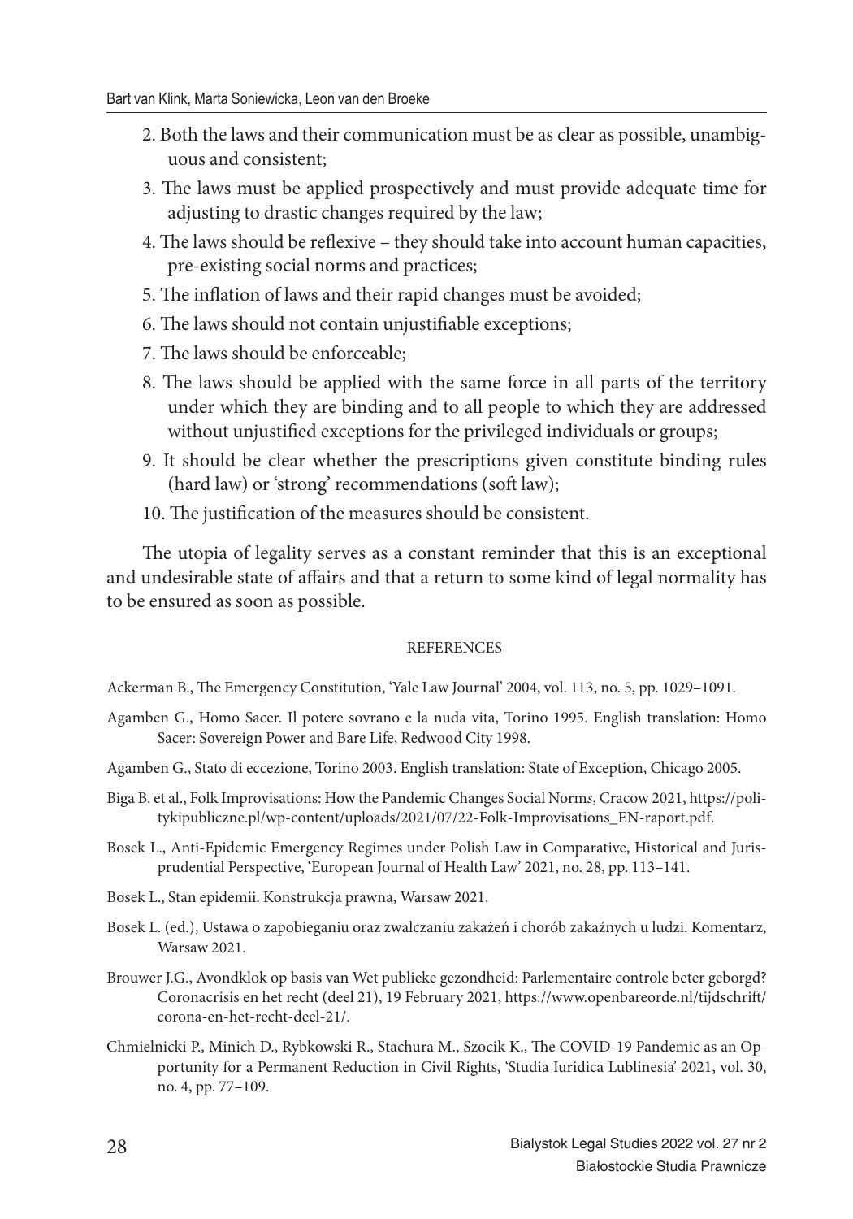2. Both the laws and their communication must be as clear as possible, unambiguous and consistent;
3. The laws must be applied prospectively and must provide adequate time for adjusting to drastic changes required by the law;
4. The laws should be reflexive – they should take into account human capacities, pre-existing social norms and practices;
5. The inflation of laws and their rapid changes must be avoided;
6. The laws should not contain unjustifiable exceptions;
7. The laws should be enforceable;
8. The laws should be applied with the same force in all parts of the territory under which they are binding and to all people to which they are addressed without unjustified exceptions for the privileged individuals or groups;
9. It should be clear whether the prescriptions given constitute binding rules (hard law) or 'strong' recommendations (soft law);
10. The justification of the measures should be consistent.

The utopia of legality serves as a constant reminder that this is an exceptional and undesirable state of affairs and that a return to some kind of legal normality has to be ensured as soon as possible.

## REFERENCES

Ackerman B., The Emergency Constitution, 'Yale Law Journal' 2004, vol. 113, no. 5, pp. 1029–1091.

Agamben G., Homo Sacer. Il potere sovrano e la nuda vita, Torino 1995. English translation: Homo Sacer: Sovereign Power and Bare Life, Redwood City 1998.

Agamben G., Stato di eccezione, Torino 2003. English translation: State of Exception, Chicago 2005.

Biga B. et al., Folk Improvisations: How the Pandemic Changes Social Norms, Cracow 2021, https://politykipubliczne.pl/wp-content/uploads/2021/07/22-Folk-Improvisations_EN-raport.pdf.

Bosek L., Anti-Epidemic Emergency Regimes under Polish Law in Comparative, Historical and Jurisprudential Perspective, 'European Journal of Health Law' 2021, no. 28, pp. 113–141.

Bosek L., Stan epidemii. Konstrukcja prawna, Warsaw 2021.

Bosek L. (ed.), Ustawa o zapobieganiu oraz zwalczaniu zakażeń i chorób zakaźnych u ludzi. Komentarz, Warsaw 2021.

Brouwer J.G., Avondklok op basis van Wet publieke gezondheid: Parlementaire controle beter geborgd? Coronacrisis en het recht (deel 21), 19 February 2021, https://www.openbareorde.nl/tijdschrift/corona-en-het-recht-deel-21/.

Chmielnicki P., Minich D., Rybkowski R., Stachura M., Szocik K., The COVID-19 Pandemic as an Opportunity for a Permanent Reduction in Civil Rights, 'Studia Iuridica Lublinesia' 2021, vol. 30, no. 4, pp. 77–109.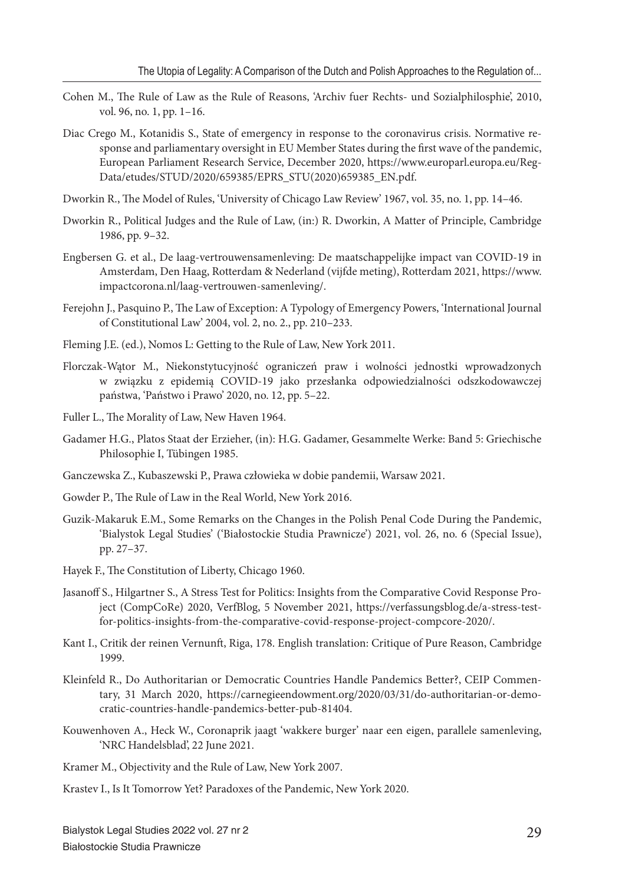Cohen M., The Rule of Law as the Rule of Reasons, 'Archiv fuer Rechts- und Sozialphilosphie', 2010, vol. 96, no. 1, pp. 1–16.

Diac Crego M., Kotanidis S., State of emergency in response to the coronavirus crisis. Normative response and parliamentary oversight in EU Member States during the first wave of the pandemic, European Parliament Research Service, December 2020, https://www.europarl.europa.eu/RegData/etudes/STUD/2020/659385/EPRS_STU(2020)659385_EN.pdf.

Dworkin R., The Model of Rules, 'University of Chicago Law Review' 1967, vol. 35, no. 1, pp. 14–46.

Dworkin R., Political Judges and the Rule of Law, (in:) R. Dworkin, A Matter of Principle, Cambridge 1986, pp. 9–32.

Engbersen G. et al., De laag-vertrouwensamenleving: De maatschappelijke impact van COVID-19 in Amsterdam, Den Haag, Rotterdam & Nederland (vijfde meting), Rotterdam 2021, https://www.impactcorona.nl/laag-vertrouwen-samenleving/.

Ferejohn J., Pasquino P., The Law of Exception: A Typology of Emergency Powers, 'International Journal of Constitutional Law' 2004, vol. 2, no. 2., pp. 210–233.

Fleming J.E. (ed.), Nomos L: Getting to the Rule of Law, New York 2011.

Florczak-Wątor M., Niekonstytucyjność ograniczeń praw i wolności jednostki wprowadzonych w związku z epidemią COVID-19 jako przesłanka odpowiedzialności odszkodowawczej państwa, 'Państwo i Prawo' 2020, no. 12, pp. 5–22.

Fuller L., The Morality of Law, New Haven 1964.

Gadamer H.G., Platos Staat der Erzieher, (in): H.G. Gadamer, Gesammelte Werke: Band 5: Griechische Philosophie I, Tübingen 1985.

Ganczewska Z., Kubaszewski P., Prawa człowieka w dobie pandemii, Warsaw 2021.

Gowder P., The Rule of Law in the Real World, New York 2016.

Guzik-Makaruk E.M., Some Remarks on the Changes in the Polish Penal Code During the Pandemic, 'Bialystok Legal Studies' ('Białostockie Studia Prawnicze') 2021, vol. 26, no. 6 (Special Issue), pp. 27–37.

Hayek F., The Constitution of Liberty, Chicago 1960.

Jasanoff S., Hilgartner S., A Stress Test for Politics: Insights from the Comparative Covid Response Project (CompCoRe) 2020, VerfBlog, 5 November 2021, https://verfassungsblog.de/a-stress-test-for-politics-insights-from-the-comparative-covid-response-project-compcore-2020/.

Kant I., Critik der reinen Vernunft, Riga, 178. English translation: Critique of Pure Reason, Cambridge 1999.

Kleinfeld R., Do Authoritarian or Democratic Countries Handle Pandemics Better?, CEIP Commentary, 31 March 2020, https://carnegieendowment.org/2020/03/31/do-authoritarian-or-democratic-countries-handle-pandemics-better-pub-81404.

Kouwenhoven A., Heck W., Coronaprik jaagt 'wakkere burger' naar een eigen, parallele samenleving, 'NRC Handelsblad', 22 June 2021.

Kramer M., Objectivity and the Rule of Law, New York 2007.

Krastev I., Is It Tomorrow Yet? Paradoxes of the Pandemic, New York 2020.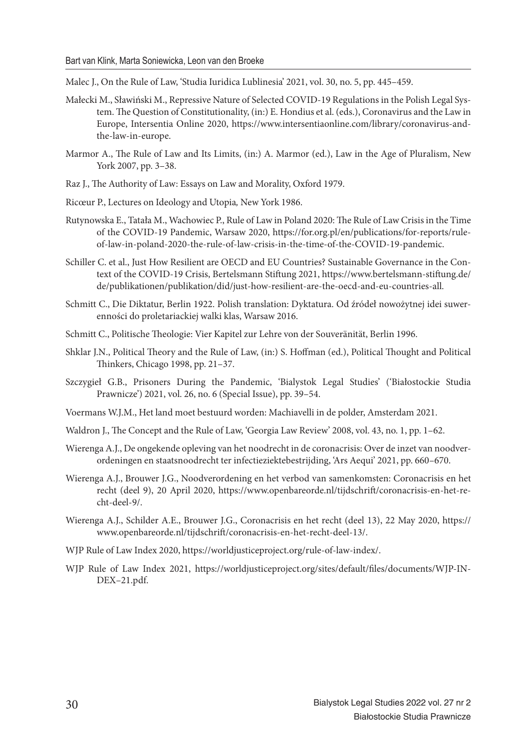Malec J., On the Rule of Law, 'Studia Iuridica Lublinesia' 2021, vol. 30, no. 5, pp. 445–459.

Małecki M., Sławiński M., Repressive Nature of Selected COVID-19 Regulations in the Polish Legal System. The Question of Constitutionality, (in:) E. Hondius et al. (eds.), Coronavirus and the Law in Europe, Intersentia Online 2020, https://www.intersentiaonline.com/library/coronavirus-and-the-law-in-europe.

Marmor A., The Rule of Law and Its Limits, (in:) A. Marmor (ed.), Law in the Age of Pluralism, New York 2007, pp. 3–38.

Raz J., The Authority of Law: Essays on Law and Morality, Oxford 1979.

Ricœur P., Lectures on Ideology and Utopia*,* New York 1986.

Rutynowska E., Tatała M., Wachowiec P., Rule of Law in Poland 2020: The Rule of Law Crisis in the Time of the COVID-19 Pandemic, Warsaw 2020, https://for.org.pl/en/publications/for-reports/rule-of-law-in-poland-2020-the-rule-of-law-crisis-in-the-time-of-the-COVID-19-pandemic.

Schiller C. et al., Just How Resilient are OECD and EU Countries? Sustainable Governance in the Context of the COVID-19 Crisis, Bertelsmann Stiftung 2021, https://www.bertelsmann-stiftung.de/de/publikationen/publikation/did/just-how-resilient-are-the-oecd-and-eu-countries-all.

Schmitt C., Die Diktatur, Berlin 1922. Polish translation: Dyktatura. Od źródeł nowożytnej idei suwerenności do proletariackiej walki klas, Warsaw 2016.

Schmitt C., Politische Theologie: Vier Kapitel zur Lehre von der Souveränität, Berlin 1996.

Shklar J.N., Political Theory and the Rule of Law, (in:) S. Hoffman (ed.), Political Thought and Political Thinkers, Chicago 1998, pp. 21–37.

Szczygieł G.B., Prisoners During the Pandemic, 'Bialystok Legal Studies' ('Białostockie Studia Prawnicze') 2021, vol. 26, no. 6 (Special Issue), pp. 39–54.

Voermans W.J.M., Het land moet bestuurd worden: Machiavelli in de polder, Amsterdam 2021.

Waldron J., The Concept and the Rule of Law, 'Georgia Law Review' 2008, vol. 43, no. 1, pp. 1–62.

Wierenga A.J., De ongekende opleving van het noodrecht in de coronacrisis: Over de inzet van noodverordeningen en staatsnoodrecht ter infectieziektebestrijding, 'Ars Aequi' 2021, pp. 660–670.

Wierenga A.J., Brouwer J.G., Noodverordening en het verbod van samenkomsten: Coronacrisis en het recht (deel 9), 20 April 2020, https://www.openbareorde.nl/tijdschrift/coronacrisis-en-het-recht-deel-9/.

Wierenga A.J., Schilder A.E., Brouwer J.G., Coronacrisis en het recht (deel 13), 22 May 2020, https://www.openbareorde.nl/tijdschrift/coronacrisis-en-het-recht-deel-13/.

WJP Rule of Law Index 2020, https://worldjusticeproject.org/rule-of-law-index/.

WJP Rule of Law Index 2021, https://worldjusticeproject.org/sites/default/files/documents/WJP-INDEX–21.pdf.